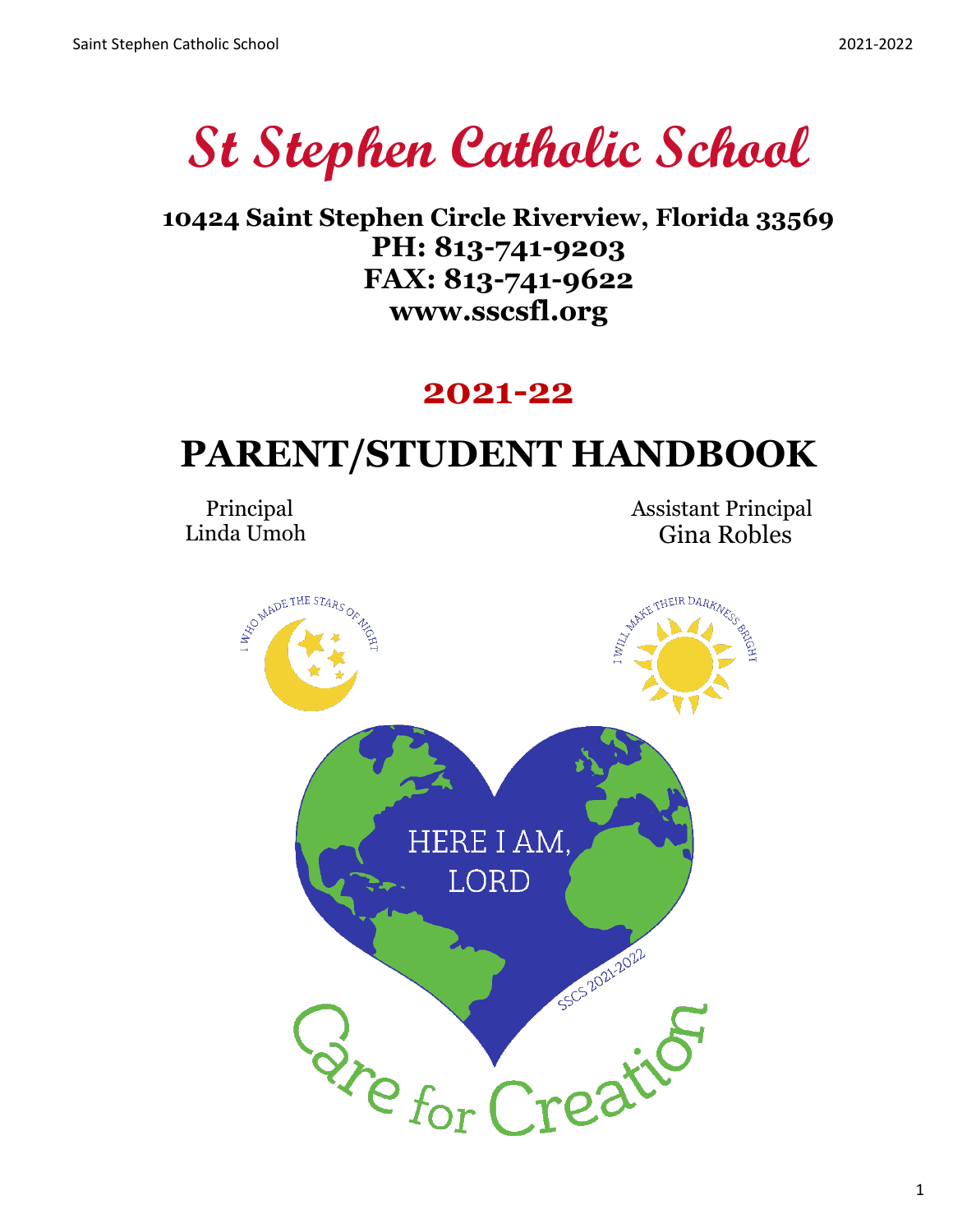# St Stephen Catholic School

**10424 Saint Stephen Circle Riverview, Florida 33569**
**PH: 813-741-9203**
**FAX: 813-741-9622**
**www.sscsfl.org**

## 2021-22

# PARENT/STUDENT HANDBOOK

Principal
Linda Umoh

Assistant Principal
Gina Robles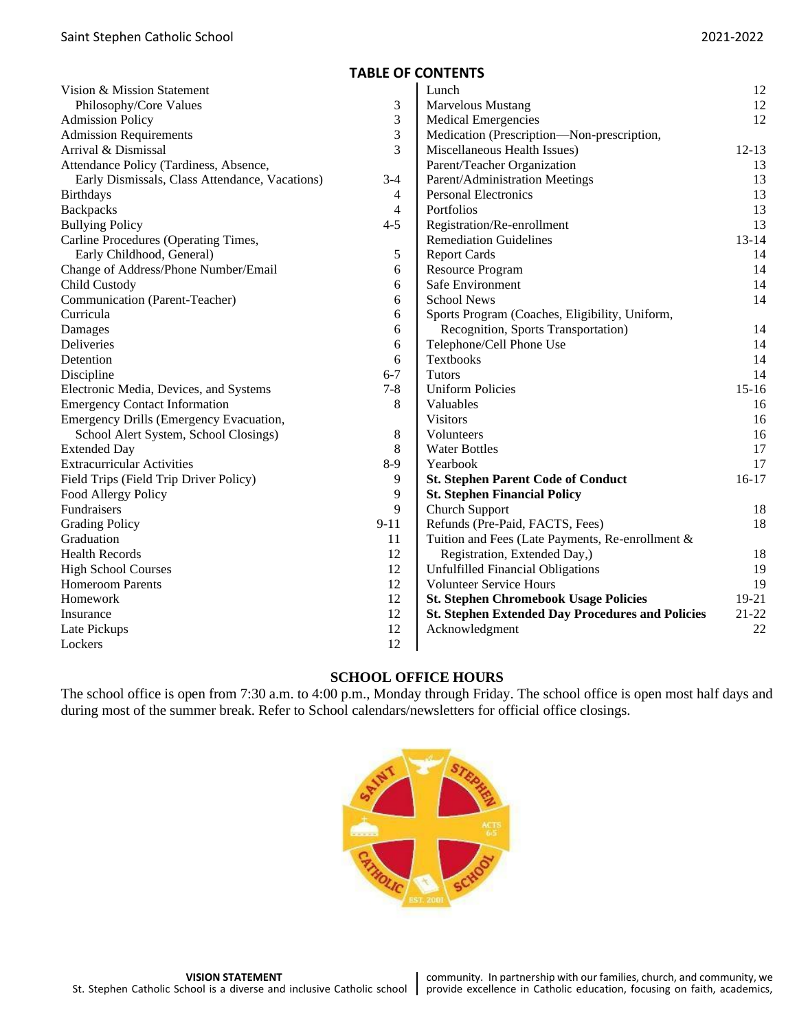## TABLE OF CONTENTS

| Section | Page |
|---|---|
| Vision & Mission Statement | |
| Philosophy/Core Values | 3 |
| Admission Policy | 3 |
| Admission Requirements | 3 |
| Arrival & Dismissal | 3 |
| Attendance Policy (Tardiness, Absence, Early Dismissals, Class Attendance, Vacations) | 3-4 |
| Birthdays | 4 |
| Backpacks | 4 |
| Bullying Policy | 4-5 |
| Carline Procedures (Operating Times, Early Childhood, General) | 5 |
| Change of Address/Phone Number/Email | 6 |
| Child Custody | 6 |
| Communication (Parent-Teacher) | 6 |
| Curricula | 6 |
| Damages | 6 |
| Deliveries | 6 |
| Detention | 6 |
| Discipline | 6-7 |
| Electronic Media, Devices, and Systems | 7-8 |
| Emergency Contact Information | 8 |
| Emergency Drills (Emergency Evacuation, School Alert System, School Closings) | 8 |
| Extended Day | 8 |
| Extracurricular Activities | 8-9 |
| Field Trips (Field Trip Driver Policy) | 9 |
| Food Allergy Policy | 9 |
| Fundraisers | 9 |
| Grading Policy | 9-11 |
| Graduation | 11 |
| Health Records | 12 |
| High School Courses | 12 |
| Homeroom Parents | 12 |
| Homework | 12 |
| Insurance | 12 |
| Late Pickups | 12 |
| Lockers | 12 |
| Lunch | 12 |
| Marvelous Mustang | 12 |
| Medical Emergencies | 12 |
| Medication (Prescription—Non-prescription, Miscellaneous Health Issues) | 12-13 |
| Parent/Teacher Organization | 13 |
| Parent/Administration Meetings | 13 |
| Personal Electronics | 13 |
| Portfolios | 13 |
| Registration/Re-enrollment | 13 |
| Remediation Guidelines | 13-14 |
| Report Cards | 14 |
| Resource Program | 14 |
| Safe Environment | 14 |
| School News | 14 |
| Sports Program (Coaches, Eligibility, Uniform, Recognition, Sports Transportation) | 14 |
| Telephone/Cell Phone Use | 14 |
| Textbooks | 14 |
| Tutors | 14 |
| Uniform Policies | 15-16 |
| Valuables | 16 |
| Visitors | 16 |
| Volunteers | 16 |
| Water Bottles | 17 |
| Yearbook | 17 |
| **St. Stephen Parent Code of Conduct** | 16-17 |
| **St. Stephen Financial Policy** | |
| Church Support | 18 |
| Refunds (Pre-Paid, FACTS, Fees) | 18 |
| Tuition and Fees (Late Payments, Re-enrollment & Registration, Extended Day,) | 18 |
| Unfulfilled Financial Obligations | 19 |
| Volunteer Service Hours | 19 |
| **St. Stephen Chromebook Usage Policies** | 19-21 |
| **St. Stephen Extended Day Procedures and Policies** | 21-22 |
| Acknowledgment | 22 |

## SCHOOL OFFICE HOURS

The school office is open from 7:30 a.m. to 4:00 p.m., Monday through Friday. The school office is open most half days and during most of the summer break. Refer to School calendars/newsletters for official office closings.

### VISION STATEMENT

St. Stephen Catholic School is a diverse and inclusive Catholic school community. In partnership with our families, church, and community, we provide excellence in Catholic education, focusing on faith, academics,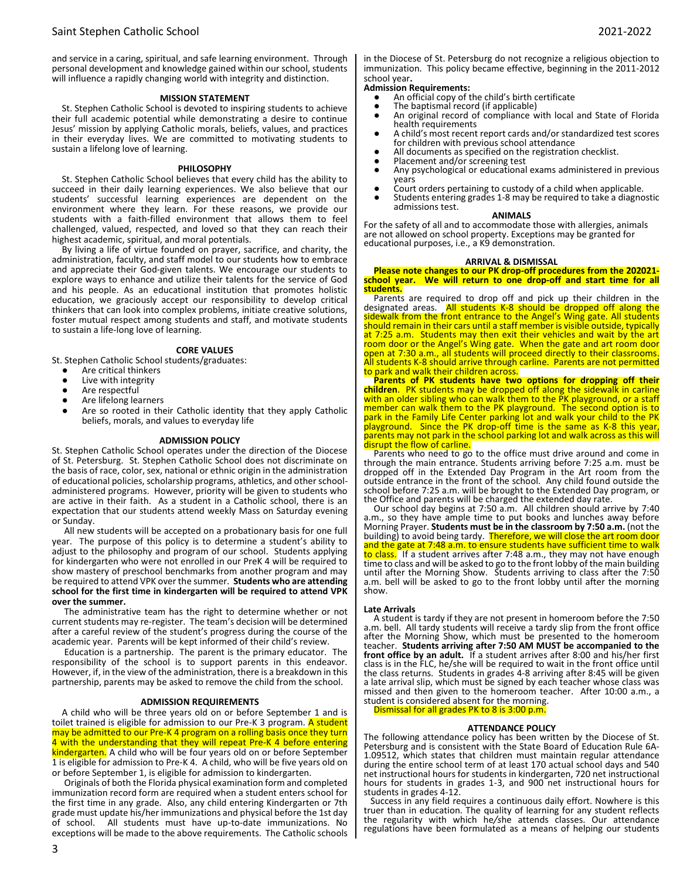and service in a caring, spiritual, and safe learning environment. Through personal development and knowledge gained within our school, students will influence a rapidly changing world with integrity and distinction.

## MISSION STATEMENT

St. Stephen Catholic School is devoted to inspiring students to achieve their full academic potential while demonstrating a desire to continue Jesus' mission by applying Catholic morals, beliefs, values, and practices in their everyday lives. We are committed to motivating students to sustain a lifelong love of learning.

## PHILOSOPHY

St. Stephen Catholic School believes that every child has the ability to succeed in their daily learning experiences. We also believe that our students' successful learning experiences are dependent on the environment where they learn. For these reasons, we provide our students with a faith-filled environment that allows them to feel challenged, valued, respected, and loved so that they can reach their highest academic, spiritual, and moral potentials.

By living a life of virtue founded on prayer, sacrifice, and charity, the administration, faculty, and staff model to our students how to embrace and appreciate their God-given talents. We encourage our students to explore ways to enhance and utilize their talents for the service of God and his people. As an educational institution that promotes holistic education, we graciously accept our responsibility to develop critical thinkers that can look into complex problems, initiate creative solutions, foster mutual respect among students and staff, and motivate students to sustain a life-long love of learning.

## CORE VALUES

St. Stephen Catholic School students/graduates:

- Are critical thinkers
- Live with integrity
- Are respectful
- Are lifelong learners
- Are so rooted in their Catholic identity that they apply Catholic beliefs, morals, and values to everyday life

## ADMISSION POLICY

St. Stephen Catholic School operates under the direction of the Diocese of St. Petersburg. St. Stephen Catholic School does not discriminate on the basis of race, color, sex, national or ethnic origin in the administration of educational policies, scholarship programs, athletics, and other school-administered programs. However, priority will be given to students who are active in their faith. As a student in a Catholic school, there is an expectation that our students attend weekly Mass on Saturday evening or Sunday.

All new students will be accepted on a probationary basis for one full year. The purpose of this policy is to determine a student's ability to adjust to the philosophy and program of our school. Students applying for kindergarten who were not enrolled in our PreK 4 will be required to show mastery of preschool benchmarks from another program and may be required to attend VPK over the summer. **Students who are attending school for the first time in kindergarten will be required to attend VPK over the summer.**

The administrative team has the right to determine whether or not current students may re-register. The team's decision will be determined after a careful review of the student's progress during the course of the academic year. Parents will be kept informed of their child's review.

Education is a partnership. The parent is the primary educator. The responsibility of the school is to support parents in this endeavor. However, if, in the view of the administration, there is a breakdown in this partnership, parents may be asked to remove the child from the school.

## ADMISSION REQUIREMENTS

A child who will be three years old on or before September 1 and is toilet trained is eligible for admission to our Pre-K 3 program. A student may be admitted to our Pre-K 4 program on a rolling basis once they turn 4 with the understanding that they will repeat Pre-K 4 before entering kindergarten. A child who will be four years old on or before September 1 is eligible for admission to Pre-K 4. A child, who will be five years old on or before September 1, is eligible for admission to kindergarten.

Originals of both the Florida physical examination form and completed immunization record form are required when a student enters school for the first time in any grade. Also, any child entering Kindergarten or 7th grade must update his/her immunizations and physical before the 1st day of school. All students must have up-to-date immunizations. No exceptions will be made to the above requirements. The Catholic schools in the Diocese of St. Petersburg do not recognize a religious objection to immunization. This policy became effective, beginning in the 2011-2012 school year**.**

**Admission Requirements:**

- An official copy of the child's birth certificate
- The baptismal record (if applicable)
- An original record of compliance with local and State of Florida health requirements
- A child's most recent report cards and/or standardized test scores for children with previous school attendance
- All documents as specified on the registration checklist.
- Placement and/or screening test
- Any psychological or educational exams administered in previous years
- Court orders pertaining to custody of a child when applicable.
- Students entering grades 1-8 may be required to take a diagnostic admissions test.

## ANIMALS

For the safety of all and to accommodate those with allergies, animals are not allowed on school property. Exceptions may be granted for educational purposes, i.e., a K9 demonstration.

## ARRIVAL & DISMISSAL

**Please note changes to our PK drop-off procedures from the 202021-school year. We will return to one drop-off and start time for all students.**

Parents are required to drop off and pick up their children in the designated areas. All students K-8 should be dropped off along the sidewalk from the front entrance to the Angel's Wing gate. All students should remain in their cars until a staff member is visible outside, typically at 7:25 a.m. Students may then exit their vehicles and wait by the art room door or the Angel's Wing gate. When the gate and art room door open at 7:30 a.m., all students will proceed directly to their classrooms. All students K-8 should arrive through carline. Parents are not permitted to park and walk their children across.

**Parents of PK students have two options for dropping off their children**. PK students may be dropped off along the sidewalk in carline with an older sibling who can walk them to the PK playground, or a staff member can walk them to the PK playground. The second option is to park in the Family Life Center parking lot and walk your child to the PK playground. Since the PK drop-off time is the same as K-8 this year, parents may not park in the school parking lot and walk across as this will disrupt the flow of carline.

Parents who need to go to the office must drive around and come in through the main entrance. Students arriving before 7:25 a.m. must be dropped off in the Extended Day Program in the Art room from the outside entrance in the front of the school. Any child found outside the school before 7:25 a.m. will be brought to the Extended Day program, or the Office and parents will be charged the extended day rate.

Our school day begins at 7:50 a.m. All children should arrive by 7:40 a.m., so they have ample time to put books and lunches away before Morning Prayer. **Students must be in the classroom by 7:50 a.m.** (not the building) to avoid being tardy. Therefore, we will close the art room door and the gate at 7:48 a.m. to ensure students have sufficient time to walk to class. If a student arrives after 7:48 a.m., they may not have enough time to class and will be asked to go to the front lobby of the main building until after the Morning Show. Students arriving to class after the 7:50 a.m. bell will be asked to go to the front lobby until after the morning show.

### Late Arrivals

A student is tardy if they are not present in homeroom before the 7:50 a.m. bell. All tardy students will receive a tardy slip from the front office after the Morning Show, which must be presented to the homeroom teacher. **Students arriving after 7:50 AM MUST be accompanied to the front office by an adult.** If a student arrives after 8:00 and his/her first class is in the FLC, he/she will be required to wait in the front office until the class returns. Students in grades 4-8 arriving after 8:45 will be given a late arrival slip, which must be signed by each teacher whose class was missed and then given to the homeroom teacher. After 10:00 a.m., a student is considered absent for the morning.

Dismissal for all grades PK to 8 is 3:00 p.m.

## ATTENDANCE POLICY

The following attendance policy has been written by the Diocese of St. Petersburg and is consistent with the State Board of Education Rule 6A-1.09512, which states that children must maintain regular attendance during the entire school term of at least 170 actual school days and 540 net instructional hours for students in kindergarten, 720 net instructional hours for students in grades 1-3, and 900 net instructional hours for students in grades 4-12.

Success in any field requires a continuous daily effort. Nowhere is this truer than in education. The quality of learning for any student reflects the regularity with which he/she attends classes. Our attendance regulations have been formulated as a means of helping our students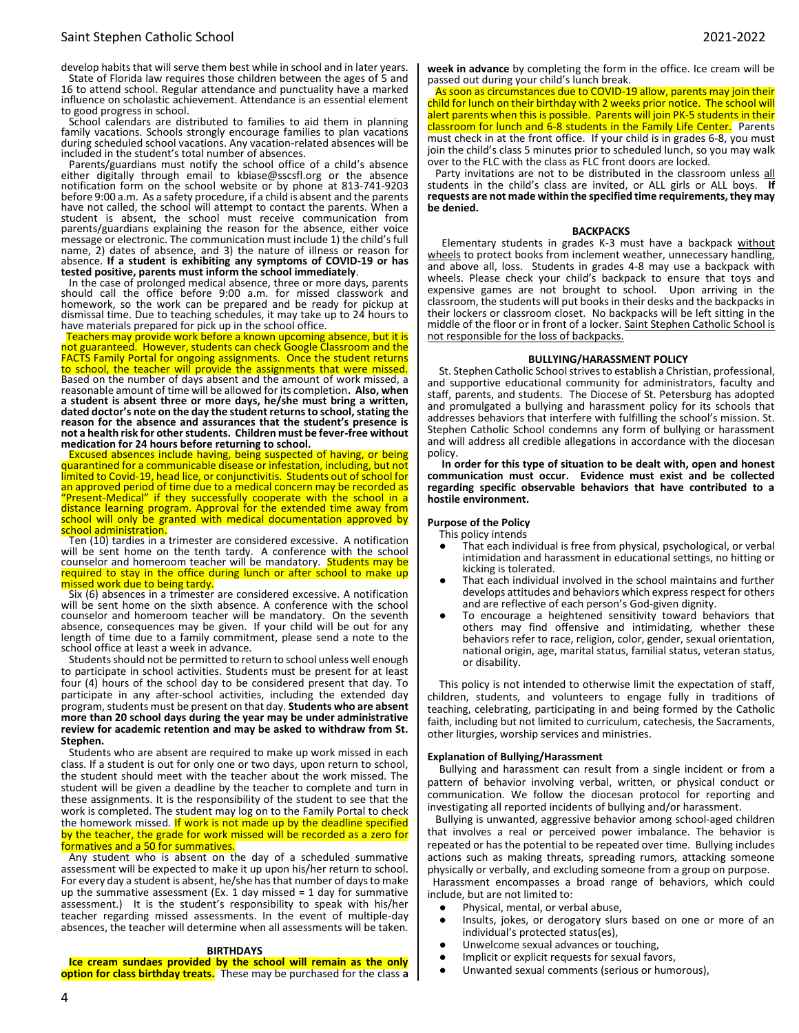develop habits that will serve them best while in school and in later years.

State of Florida law requires those children between the ages of 5 and 16 to attend school. Regular attendance and punctuality have a marked influence on scholastic achievement. Attendance is an essential element to good progress in school.

School calendars are distributed to families to aid them in planning family vacations. Schools strongly encourage families to plan vacations during scheduled school vacations. Any vacation-related absences will be included in the student's total number of absences.

Parents/guardians must notify the school office of a child's absence either digitally through email to kbiase@sscsfl.org or the absence notification form on the school website or by phone at 813-741-9203 before 9:00 a.m. As a safety procedure, if a child is absent and the parents have not called, the school will attempt to contact the parents. When a student is absent, the school must receive communication from parents/guardians explaining the reason for the absence, either voice message or electronic. The communication must include 1) the child's full name, 2) dates of absence, and 3) the nature of illness or reason for absence. **If a student is exhibiting any symptoms of COVID-19 or has tested positive, parents must inform the school immediately**.

In the case of prolonged medical absence, three or more days, parents should call the office before 9:00 a.m. for missed classwork and homework, so the work can be prepared and be ready for pickup at dismissal time. Due to teaching schedules, it may take up to 24 hours to have materials prepared for pick up in the school office.

Teachers may provide work before a known upcoming absence, but it is not guaranteed. However, students can check Google Classroom and the FACTS Family Portal for ongoing assignments. Once the student returns to school, the teacher will provide the assignments that were missed. Based on the number of days absent and the amount of work missed, a reasonable amount of time will be allowed for its completion**. Also, when a student is absent three or more days, he/she must bring a written, dated doctor's note on the day the student returns to school, stating the reason for the absence and assurances that the student's presence is not a health risk for other students. Children must be fever-free without medication for 24 hours before returning to school.**

Excused absences include having, being suspected of having, or being quarantined for a communicable disease or infestation, including, but not limited to Covid-19, head lice, or conjunctivitis. Students out of school for an approved period of time due to a medical concern may be recorded as "Present-Medical" if they successfully cooperate with the school in a distance learning program. Approval for the extended time away from school will only be granted with medical documentation approved by school administration.

Ten (10) tardies in a trimester are considered excessive. A notification will be sent home on the tenth tardy. A conference with the school counselor and homeroom teacher will be mandatory. Students may be required to stay in the office during lunch or after school to make up missed work due to being tardy.

Six (6) absences in a trimester are considered excessive. A notification will be sent home on the sixth absence. A conference with the school counselor and homeroom teacher will be mandatory. On the seventh absence, consequences may be given. If your child will be out for any length of time due to a family commitment, please send a note to the school office at least a week in advance.

Students should not be permitted to return to school unless well enough to participate in school activities. Students must be present for at least four (4) hours of the school day to be considered present that day. To participate in any after-school activities, including the extended day program, students must be present on that day. **Students who are absent more than 20 school days during the year may be under administrative review for academic retention and may be asked to withdraw from St. Stephen.**

Students who are absent are required to make up work missed in each class. If a student is out for only one or two days, upon return to school, the student should meet with the teacher about the work missed. The student will be given a deadline by the teacher to complete and turn in these assignments. It is the responsibility of the student to see that the work is completed. The student may log on to the Family Portal to check the homework missed. If work is not made up by the deadline specified by the teacher, the grade for work missed will be recorded as a zero for formatives and a 50 for summatives.

Any student who is absent on the day of a scheduled summative assessment will be expected to make it up upon his/her return to school. For every day a student is absent, he/she has that number of days to make up the summative assessment (Ex. 1 day missed = 1 day for summative assessment.) It is the student's responsibility to speak with his/her teacher regarding missed assessments. In the event of multiple-day absences, the teacher will determine when all assessments will be taken.

## BIRTHDAYS

**Ice cream sundaes provided by the school will remain as the only option for class birthday treats.** These may be purchased for the class **a week in advance** by completing the form in the office. Ice cream will be passed out during your child's lunch break.

As soon as circumstances due to COVID-19 allow, parents may join their child for lunch on their birthday with 2 weeks prior notice. The school will alert parents when this is possible. Parents will join PK-5 students in their classroom for lunch and 6-8 students in the Family Life Center. Parents must check in at the front office. If your child is in grades 6-8, you must join the child's class 5 minutes prior to scheduled lunch, so you may walk over to the FLC with the class as FLC front doors are locked.

Party invitations are not to be distributed in the classroom unless all students in the child's class are invited, or ALL girls or ALL boys. **If requests are not made within the specified time requirements, they may be denied.**

## BACKPACKS

Elementary students in grades K-3 must have a backpack without wheels to protect books from inclement weather, unnecessary handling, and above all, loss. Students in grades 4-8 may use a backpack with wheels. Please check your child's backpack to ensure that toys and expensive games are not brought to school. Upon arriving in the classroom, the students will put books in their desks and the backpacks in their lockers or classroom closet. No backpacks will be left sitting in the middle of the floor or in front of a locker. Saint Stephen Catholic School is not responsible for the loss of backpacks.

## BULLYING/HARASSMENT POLICY

St. Stephen Catholic School strives to establish a Christian, professional, and supportive educational community for administrators, faculty and staff, parents, and students. The Diocese of St. Petersburg has adopted and promulgated a bullying and harassment policy for its schools that addresses behaviors that interfere with fulfilling the school's mission. St. Stephen Catholic School condemns any form of bullying or harassment and will address all credible allegations in accordance with the diocesan policy.

**In order for this type of situation to be dealt with, open and honest communication must occur. Evidence must exist and be collected regarding specific observable behaviors that have contributed to a hostile environment.**

### Purpose of the Policy

This policy intends

- That each individual is free from physical, psychological, or verbal intimidation and harassment in educational settings, no hitting or kicking is tolerated.
- That each individual involved in the school maintains and further develops attitudes and behaviors which express respect for others and are reflective of each person's God-given dignity.
- To encourage a heightened sensitivity toward behaviors that others may find offensive and intimidating, whether these behaviors refer to race, religion, color, gender, sexual orientation, national origin, age, marital status, familial status, veteran status, or disability.

This policy is not intended to otherwise limit the expectation of staff, children, students, and volunteers to engage fully in traditions of teaching, celebrating, participating in and being formed by the Catholic faith, including but not limited to curriculum, catechesis, the Sacraments, other liturgies, worship services and ministries.

### Explanation of Bullying/Harassment

Bullying and harassment can result from a single incident or from a pattern of behavior involving verbal, written, or physical conduct or communication. We follow the diocesan protocol for reporting and investigating all reported incidents of bullying and/or harassment.

Bullying is unwanted, aggressive behavior among school-aged children that involves a real or perceived power imbalance. The behavior is repeated or has the potential to be repeated over time. Bullying includes actions such as making threats, spreading rumors, attacking someone physically or verbally, and excluding someone from a group on purpose.

Harassment encompasses a broad range of behaviors, which could include, but are not limited to:

- Physical, mental, or verbal abuse,
- Insults, jokes, or derogatory slurs based on one or more of an individual's protected status(es),
- Unwelcome sexual advances or touching,
- Implicit or explicit requests for sexual favors,
- Unwanted sexual comments (serious or humorous),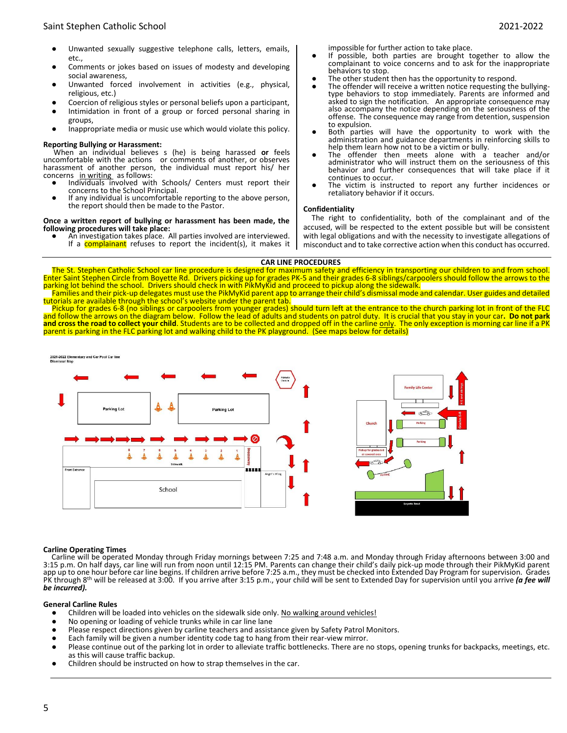- Unwanted sexually suggestive telephone calls, letters, emails, etc.,
- Comments or jokes based on issues of modesty and developing social awareness,
- Unwanted forced involvement in activities (e.g., physical, religious, etc.)
- Coercion of religious styles or personal beliefs upon a participant,
- Intimidation in front of a group or forced personal sharing in groups,
- Inappropriate media or music use which would violate this policy.

**Reporting Bullying or Harassment:**

When an individual believes s (he) is being harassed **or** feels uncomfortable with the actions or comments of another, or observes harassment of another person, the individual must report his/ her concerns in writing as follows:

- Individuals involved with Schools/ Centers must report their concerns to the School Principal.
- If any individual is uncomfortable reporting to the above person, the report should then be made to the Pastor.

**Once a written report of bullying or harassment has been made, the following procedures will take place:**

- An investigation takes place. All parties involved are interviewed. If a complainant refuses to report the incident(s), it makes it impossible for further action to take place.
- If possible, both parties are brought together to allow the complainant to voice concerns and to ask for the inappropriate behaviors to stop.
- The other student then has the opportunity to respond.
- The offender will receive a written notice requesting the bullying-type behaviors to stop immediately. Parents are informed and asked to sign the notification. An appropriate consequence may also accompany the notice depending on the seriousness of the offense. The consequence may range from detention, suspension to expulsion.
- Both parties will have the opportunity to work with the administration and guidance departments in reinforcing skills to help them learn how not to be a victim or bully.
- The offender then meets alone with a teacher and/or administrator who will instruct them on the seriousness of this behavior and further consequences that will take place if it continues to occur.
- The victim is instructed to report any further incidences or retaliatory behavior if it occurs.

**Confidentiality**

The right to confidentiality, both of the complainant and of the accused, will be respected to the extent possible but will be consistent with legal obligations and with the necessity to investigate allegations of misconduct and to take corrective action when this conduct has occurred.

## CAR LINE PROCEDURES

The St. Stephen Catholic School car line procedure is designed for maximum safety and efficiency in transporting our children to and from school. Enter Saint Stephen Circle from Boyette Rd. Drivers picking up for grades PK-5 and their grades 6-8 siblings/carpoolers should follow the arrows to the parking lot behind the school. Drivers should check in with PikMyKid and proceed to pickup along the sidewalk.

Families and their pick-up delegates must use the PikMyKid parent app to arrange their child's dismissal mode and calendar. User guides and detailed tutorials are available through the school's website under the parent tab.

Pickup for grades 6-8 (no siblings or carpoolers from younger grades) should turn left at the entrance to the church parking lot in front of the FLC and follow the arrows on the diagram below. Follow the lead of adults and students on patrol duty. It is crucial that you stay in your car**. Do not park and cross the road to collect your child**. Students are to be collected and dropped off in the carline only. The only exception is morning car line if a PK parent is parking in the FLC parking lot and walking child to the PK playground. (See maps below for details)

**Carline Operating Times**

Carline will be operated Monday through Friday mornings between 7:25 and 7:48 a.m. and Monday through Friday afternoons between 3:00 and 3:15 p.m. On half days, car line will run from noon until 12:15 PM. Parents can change their child's daily pick-up mode through their PikMyKid parent app up to one hour before car line begins. If children arrive before 7:25 a.m., they must be checked into Extended Day Program for supervision. Grades PK through 8th will be released at 3:00. If you arrive after 3:15 p.m., your child will be sent to Extended Day for supervision until you arrive ***(a fee will be incurred).***

**General Carline Rules**

- Children will be loaded into vehicles on the sidewalk side only. No walking around vehicles!
- No opening or loading of vehicle trunks while in car line lane
- Please respect directions given by carline teachers and assistance given by Safety Patrol Monitors.
- Each family will be given a number identity code tag to hang from their rear-view mirror.
- Please continue out of the parking lot in order to alleviate traffic bottlenecks. There are no stops, opening trunks for backpacks, meetings, etc. as this will cause traffic backup.
- Children should be instructed on how to strap themselves in the car.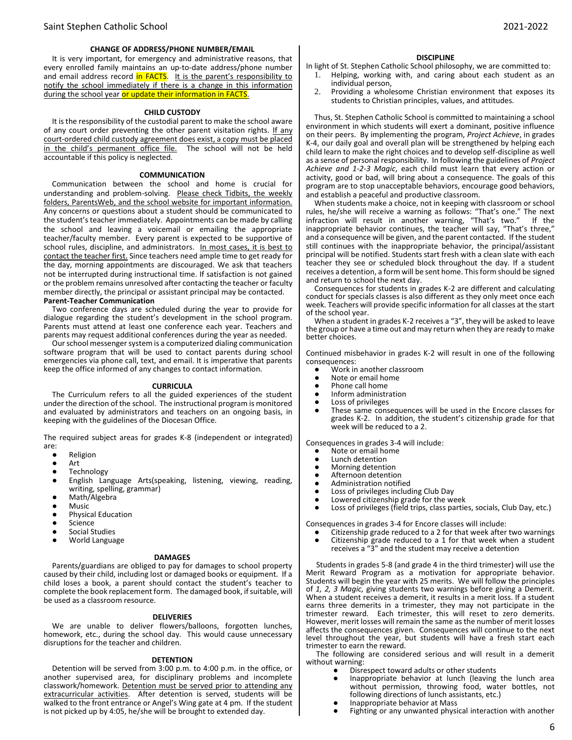## CHANGE OF ADDRESS/PHONE NUMBER/EMAIL

It is very important, for emergency and administrative reasons, that every enrolled family maintains an up-to-date address/phone number and email address record in FACTS. It is the parent's responsibility to notify the school immediately if there is a change in this information during the school year or update their information in FACTS.

## CHILD CUSTODY

It is the responsibility of the custodial parent to make the school aware of any court order preventing the other parent visitation rights. If any court-ordered child custody agreement does exist, a copy must be placed in the child's permanent office file. The school will not be held accountable if this policy is neglected.

## COMMUNICATION

Communication between the school and home is crucial for understanding and problem-solving. Please check Tidbits, the weekly folders, ParentsWeb, and the school website for important information. Any concerns or questions about a student should be communicated to the student's teacher immediately. Appointments can be made by calling the school and leaving a voicemail or emailing the appropriate teacher/faculty member. Every parent is expected to be supportive of school rules, discipline, and administrators. In most cases, it is best to contact the teacher first. Since teachers need ample time to get ready for the day, morning appointments are discouraged. We ask that teachers not be interrupted during instructional time. If satisfaction is not gained or the problem remains unresolved after contacting the teacher or faculty member directly, the principal or assistant principal may be contacted.

**Parent-Teacher Communication**

Two conference days are scheduled during the year to provide for dialogue regarding the student's development in the school program. Parents must attend at least one conference each year. Teachers and parents may request additional conferences during the year as needed.

Our school messenger system is a computerized dialing communication software program that will be used to contact parents during school emergencies via phone call, text, and email. It is imperative that parents keep the office informed of any changes to contact information.

## CURRICULA

The Curriculum refers to all the guided experiences of the student under the direction of the school. The instructional program is monitored and evaluated by administrators and teachers on an ongoing basis, in keeping with the guidelines of the Diocesan Office.

The required subject areas for grades K-8 (independent or integrated) are:

- Religion
- Art
- Technology
- English Language Arts(speaking, listening, viewing, reading, writing, spelling, grammar)
- Math/Algebra
- Music
- Physical Education
- Science
- Social Studies
- World Language

## DAMAGES

Parents/guardians are obliged to pay for damages to school property caused by their child, including lost or damaged books or equipment. If a child loses a book, a parent should contact the student's teacher to complete the book replacement form. The damaged book, if suitable, will be used as a classroom resource.

## DELIVERIES

We are unable to deliver flowers/balloons, forgotten lunches, homework, etc., during the school day. This would cause unnecessary disruptions for the teacher and children.

## DETENTION

Detention will be served from 3:00 p.m. to 4:00 p.m. in the office, or another supervised area, for disciplinary problems and incomplete classwork/homework. Detention must be served prior to attending any extracurricular activities. After detention is served, students will be walked to the front entrance or Angel's Wing gate at 4 pm. If the student is not picked up by 4:05, he/she will be brought to extended day.

## DISCIPLINE

In light of St. Stephen Catholic School philosophy, we are committed to:

1. Helping, working with, and caring about each student as an individual person,
2. Providing a wholesome Christian environment that exposes its students to Christian principles, values, and attitudes.

Thus, St. Stephen Catholic School is committed to maintaining a school environment in which students will exert a dominant, positive influence on their peers. By implementing the program, *Project Achieve*, in grades K-4, our daily goal and overall plan will be strengthened by helping each child learn to make the right choices and to develop self-discipline as well as a sense of personal responsibility. In following the guidelines of *Project Achieve and 1-2-3 Magic*, each child must learn that every action or activity, good or bad, will bring about a consequence. The goals of this program are to stop unacceptable behaviors, encourage good behaviors, and establish a peaceful and productive classroom.

When students make a choice, not in keeping with classroom or school rules, he/she will receive a warning as follows: "That's one." The next infraction will result in another warning, "That's two." If the inappropriate behavior continues, the teacher will say, "That's three," and a consequence will be given, and the parent contacted. If the student still continues with the inappropriate behavior, the principal/assistant principal will be notified. Students start fresh with a clean slate with each teacher they see or scheduled block throughout the day. If a student receives a detention, a form will be sent home. This form should be signed and return to school the next day.

Consequences for students in grades K-2 are different and calculating conduct for specials classes is also different as they only meet once each week. Teachers will provide specific information for all classes at the start of the school year.

When a student in grades K-2 receives a "3", they will be asked to leave the group or have a time out and may return when they are ready to make better choices.

Continued misbehavior in grades K-2 will result in one of the following consequences:

- Work in another classroom
- Note or email home
- Phone call home
- Inform administration
- Loss of privileges
- These same consequences will be used in the Encore classes for grades K-2. In addition, the student's citizenship grade for that week will be reduced to a 2.

Consequences in grades 3-4 will include:

- Note or email home
- Lunch detention
- Morning detention
- Afternoon detention
- Administration notified
- Loss of privileges including Club Day
- Lowered citizenship grade for the week
- Loss of privileges (field trips, class parties, socials, Club Day, etc.)

Consequences in grades 3-4 for Encore classes will include:

- Citizenship grade reduced to a 2 for that week after two warnings
- Citizenship grade reduced to a 1 for that week when a student receives a "3" and the student may receive a detention

Students in grades 5-8 (and grade 4 in the third trimester) will use the Merit Reward Program as a motivation for appropriate behavior. Students will begin the year with 25 merits. We will follow the principles of *1, 2, 3 Magic,* giving students two warnings before giving a Demerit. When a student receives a demerit, it results in a merit loss. If a student earns three demerits in a trimester, they may not participate in the trimester reward. Each trimester, this will reset to zero demerits. However, merit losses will remain the same as the number of merit losses affects the consequences given. Consequences will continue to the next level throughout the year, but students will have a fresh start each trimester to earn the reward.

The following are considered serious and will result in a demerit without warning:

- Disrespect toward adults or other students
- Inappropriate behavior at lunch (leaving the lunch area without permission, throwing food, water bottles, not following directions of lunch assistants, etc.)
- Inappropriate behavior at Mass
- Fighting or any unwanted physical interaction with another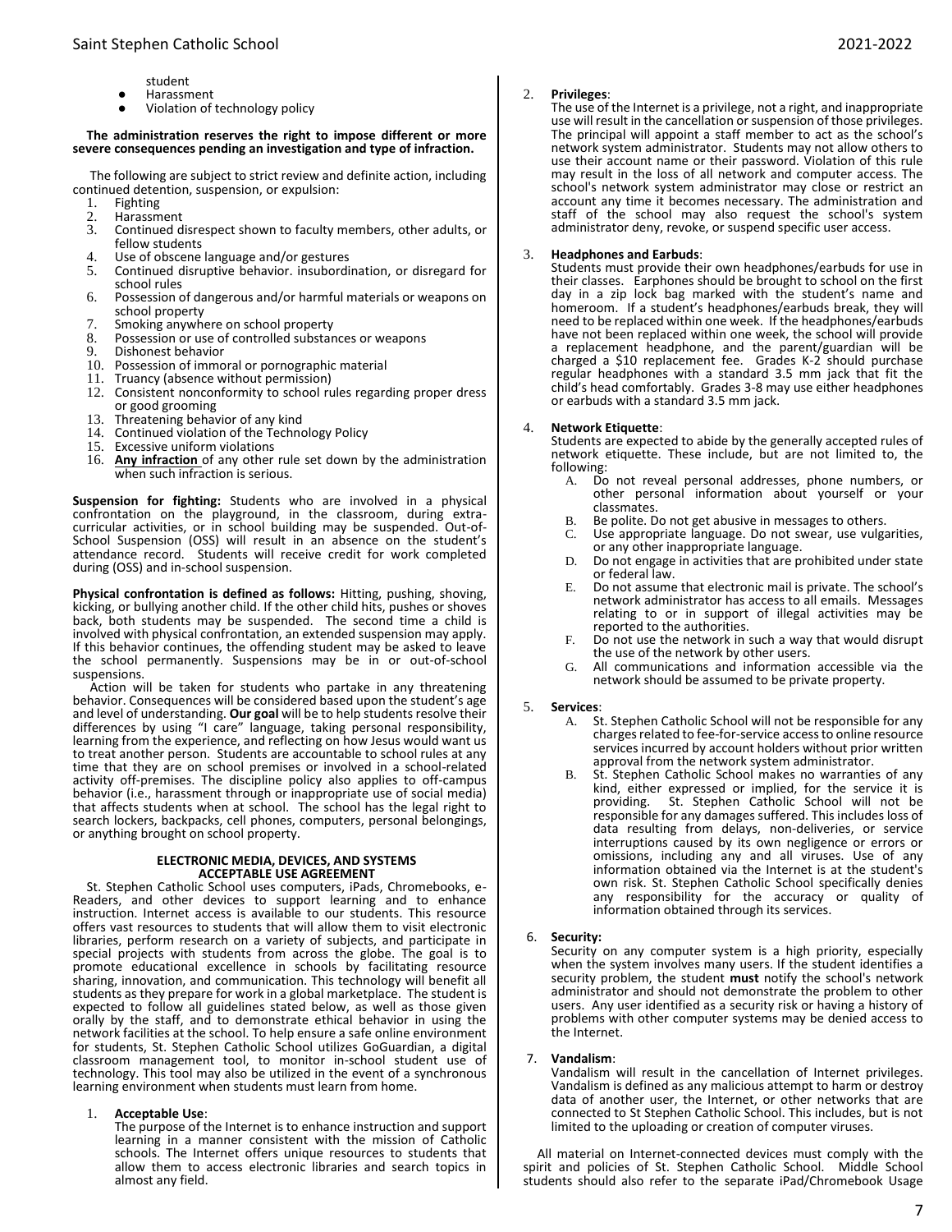student

- Harassment
- Violation of technology policy

**The administration reserves the right to impose different or more severe consequences pending an investigation and type of infraction.**

The following are subject to strict review and definite action, including continued detention, suspension, or expulsion:

1. Fighting
2. Harassment
3. Continued disrespect shown to faculty members, other adults, or fellow students
4. Use of obscene language and/or gestures
5. Continued disruptive behavior. insubordination, or disregard for school rules
6. Possession of dangerous and/or harmful materials or weapons on school property
7. Smoking anywhere on school property
8. Possession or use of controlled substances or weapons
9. Dishonest behavior
10. Possession of immoral or pornographic material
11. Truancy (absence without permission)
12. Consistent nonconformity to school rules regarding proper dress or good grooming
13. Threatening behavior of any kind
14. Continued violation of the Technology Policy
15. Excessive uniform violations
16. **Any infraction** of any other rule set down by the administration when such infraction is serious.

**Suspension for fighting:** Students who are involved in a physical confrontation on the playground, in the classroom, during extra-curricular activities, or in school building may be suspended. Out-of-School Suspension (OSS) will result in an absence on the student's attendance record. Students will receive credit for work completed during (OSS) and in-school suspension.

**Physical confrontation is defined as follows:** Hitting, pushing, shoving, kicking, or bullying another child. If the other child hits, pushes or shoves back, both students may be suspended. The second time a child is involved with physical confrontation, an extended suspension may apply. If this behavior continues, the offending student may be asked to leave the school permanently. Suspensions may be in or out-of-school suspensions.

Action will be taken for students who partake in any threatening behavior. Consequences will be considered based upon the student's age and level of understanding. **Our goal** will be to help students resolve their differences by using "I care" language, taking personal responsibility, learning from the experience, and reflecting on how Jesus would want us to treat another person. Students are accountable to school rules at any time that they are on school premises or involved in a school-related activity off-premises. The discipline policy also applies to off-campus behavior (i.e., harassment through or inappropriate use of social media) that affects students when at school. The school has the legal right to search lockers, backpacks, cell phones, computers, personal belongings, or anything brought on school property.

## ELECTRONIC MEDIA, DEVICES, AND SYSTEMS ACCEPTABLE USE AGREEMENT

St. Stephen Catholic School uses computers, iPads, Chromebooks, e-Readers, and other devices to support learning and to enhance instruction. Internet access is available to our students. This resource offers vast resources to students that will allow them to visit electronic libraries, perform research on a variety of subjects, and participate in special projects with students from across the globe. The goal is to promote educational excellence in schools by facilitating resource sharing, innovation, and communication. This technology will benefit all students as they prepare for work in a global marketplace. The student is expected to follow all guidelines stated below, as well as those given orally by the staff, and to demonstrate ethical behavior in using the network facilities at the school. To help ensure a safe online environment for students, St. Stephen Catholic School utilizes GoGuardian, a digital classroom management tool, to monitor in-school student use of technology. This tool may also be utilized in the event of a synchronous learning environment when students must learn from home.

1. **Acceptable Use**:
   The purpose of the Internet is to enhance instruction and support learning in a manner consistent with the mission of Catholic schools. The Internet offers unique resources to students that allow them to access electronic libraries and search topics in almost any field.

2. **Privileges**:
   The use of the Internet is a privilege, not a right, and inappropriate use will result in the cancellation or suspension of those privileges. The principal will appoint a staff member to act as the school's network system administrator. Students may not allow others to use their account name or their password. Violation of this rule may result in the loss of all network and computer access. The school's network system administrator may close or restrict an account any time it becomes necessary. The administration and staff of the school may also request the school's system administrator deny, revoke, or suspend specific user access.

3. **Headphones and Earbuds**:
   Students must provide their own headphones/earbuds for use in their classes. Earphones should be brought to school on the first day in a zip lock bag marked with the student's name and homeroom. If a student's headphones/earbuds break, they will need to be replaced within one week. If the headphones/earbuds have not been replaced within one week, the school will provide a replacement headphone, and the parent/guardian will be charged a $10 replacement fee. Grades K-2 should purchase regular headphones with a standard 3.5 mm jack that fit the child's head comfortably. Grades 3-8 may use either headphones or earbuds with a standard 3.5 mm jack.

4. **Network Etiquette**:
   Students are expected to abide by the generally accepted rules of network etiquette. These include, but are not limited to, the following:
   A. Do not reveal personal addresses, phone numbers, or other personal information about yourself or your classmates.
   B. Be polite. Do not get abusive in messages to others.
   C. Use appropriate language. Do not swear, use vulgarities, or any other inappropriate language.
   D. Do not engage in activities that are prohibited under state or federal law.
   E. Do not assume that electronic mail is private. The school's network administrator has access to all emails. Messages relating to or in support of illegal activities may be reported to the authorities.
   F. Do not use the network in such a way that would disrupt the use of the network by other users.
   G. All communications and information accessible via the network should be assumed to be private property.

5. **Services**:
   A. St. Stephen Catholic School will not be responsible for any charges related to fee-for-service access to online resource services incurred by account holders without prior written approval from the network system administrator.
   B. St. Stephen Catholic School makes no warranties of any kind, either expressed or implied, for the service it is providing. St. Stephen Catholic School will not be responsible for any damages suffered. This includes loss of data resulting from delays, non-deliveries, or service interruptions caused by its own negligence or errors or omissions, including any and all viruses. Use of any information obtained via the Internet is at the student's own risk. St. Stephen Catholic School specifically denies any responsibility for the accuracy or quality of information obtained through its services.

6. **Security:**
   Security on any computer system is a high priority, especially when the system involves many users. If the student identifies a security problem, the student **must** notify the school's network administrator and should not demonstrate the problem to other users. Any user identified as a security risk or having a history of problems with other computer systems may be denied access to the Internet.

7. **Vandalism**:
   Vandalism will result in the cancellation of Internet privileges. Vandalism is defined as any malicious attempt to harm or destroy data of another user, the Internet, or other networks that are connected to St Stephen Catholic School. This includes, but is not limited to the uploading or creation of computer viruses.

All material on Internet-connected devices must comply with the spirit and policies of St. Stephen Catholic School. Middle School students should also refer to the separate iPad/Chromebook Usage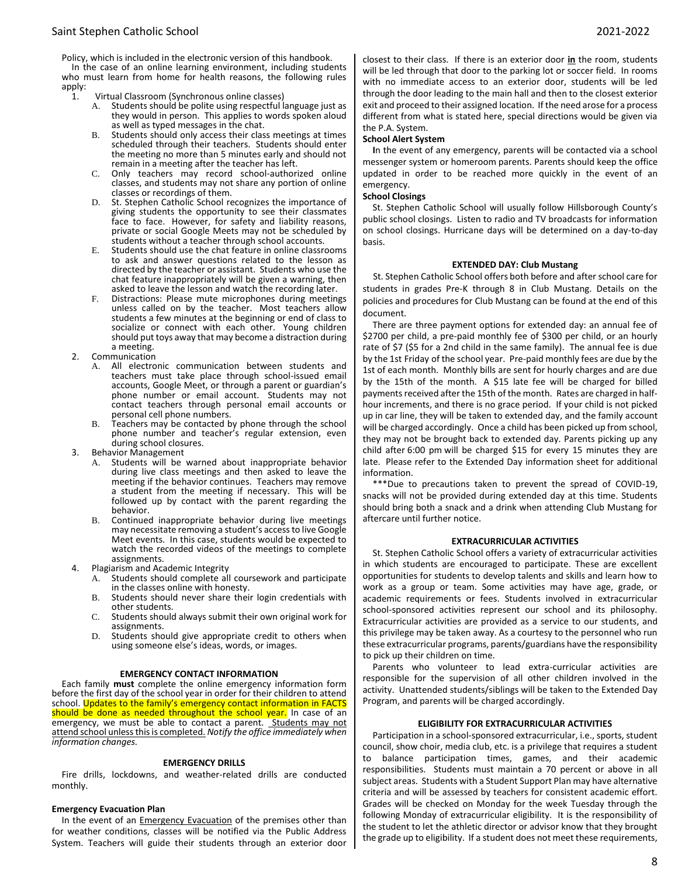Policy, which is included in the electronic version of this handbook.

In the case of an online learning environment, including students who must learn from home for health reasons, the following rules apply:

1. Virtual Classroom (Synchronous online classes)
   - A. Students should be polite using respectful language just as they would in person. This applies to words spoken aloud as well as typed messages in the chat.
   - B. Students should only access their class meetings at times scheduled through their teachers. Students should enter the meeting no more than 5 minutes early and should not remain in a meeting after the teacher has left.
   - C. Only teachers may record school-authorized online classes, and students may not share any portion of online classes or recordings of them.
   - D. St. Stephen Catholic School recognizes the importance of giving students the opportunity to see their classmates face to face. However, for safety and liability reasons, private or social Google Meets may not be scheduled by students without a teacher through school accounts.
   - E. Students should use the chat feature in online classrooms to ask and answer questions related to the lesson as directed by the teacher or assistant. Students who use the chat feature inappropriately will be given a warning, then asked to leave the lesson and watch the recording later.
   - F. Distractions: Please mute microphones during meetings unless called on by the teacher. Most teachers allow students a few minutes at the beginning or end of class to socialize or connect with each other. Young children should put toys away that may become a distraction during a meeting.
2. Communication
   - A. All electronic communication between students and teachers must take place through school-issued email accounts, Google Meet, or through a parent or guardian's phone number or email account. Students may not contact teachers through personal email accounts or personal cell phone numbers.
   - B. Teachers may be contacted by phone through the school phone number and teacher's regular extension, even during school closures.
3. Behavior Management
   - A. Students will be warned about inappropriate behavior during live class meetings and then asked to leave the meeting if the behavior continues. Teachers may remove a student from the meeting if necessary. This will be followed up by contact with the parent regarding the behavior.
   - B. Continued inappropriate behavior during live meetings may necessitate removing a student's access to live Google Meet events. In this case, students would be expected to watch the recorded videos of the meetings to complete assignments.
4. Plagiarism and Academic Integrity
   - A. Students should complete all coursework and participate in the classes online with honesty.
   - B. Students should never share their login credentials with other students.
   - C. Students should always submit their own original work for assignments.
   - D. Students should give appropriate credit to others when using someone else's ideas, words, or images.

## EMERGENCY CONTACT INFORMATION

Each family **must** complete the online emergency information form before the first day of the school year in order for their children to attend school. Updates to the family's emergency contact information in FACTS should be done as needed throughout the school year. In case of an emergency, we must be able to contact a parent. Students may not attend school unless this is completed. *Notify the office immediately when information changes.*

## EMERGENCY DRILLS

Fire drills, lockdowns, and weather-related drills are conducted monthly.

**Emergency Evacuation Plan**

In the event of an Emergency Evacuation of the premises other than for weather conditions, classes will be notified via the Public Address System. Teachers will guide their students through an exterior door closest to their class. If there is an exterior door **in** the room, students will be led through that door to the parking lot or soccer field. In rooms with no immediate access to an exterior door, students will be led through the door leading to the main hall and then to the closest exterior exit and proceed to their assigned location. If the need arose for a process different from what is stated here, special directions would be given via the P.A. System.

**School Alert System**

In the event of any emergency, parents will be contacted via a school messenger system or homeroom parents. Parents should keep the office updated in order to be reached more quickly in the event of an emergency.

**School Closings**

St. Stephen Catholic School will usually follow Hillsborough County's public school closings. Listen to radio and TV broadcasts for information on school closings. Hurricane days will be determined on a day-to-day basis.

## EXTENDED DAY: Club Mustang

St. Stephen Catholic School offers both before and after school care for students in grades Pre-K through 8 in Club Mustang. Details on the policies and procedures for Club Mustang can be found at the end of this document.

There are three payment options for extended day: an annual fee of $2700 per child, a pre-paid monthly fee of $300 per child, or an hourly rate of $7 ($5 for a 2nd child in the same family). The annual fee is due by the 1st Friday of the school year. Pre-paid monthly fees are due by the 1st of each month. Monthly bills are sent for hourly charges and are due by the 15th of the month. A $15 late fee will be charged for billed payments received after the 15th of the month. Rates are charged in half-hour increments, and there is no grace period. If your child is not picked up in car line, they will be taken to extended day, and the family account will be charged accordingly. Once a child has been picked up from school, they may not be brought back to extended day. Parents picking up any child after 6:00 pm will be charged $15 for every 15 minutes they are late. Please refer to the Extended Day information sheet for additional information.

***Due to precautions taken to prevent the spread of COVID-19, snacks will not be provided during extended day at this time. Students should bring both a snack and a drink when attending Club Mustang for aftercare until further notice.

## EXTRACURRICULAR ACTIVITIES

St. Stephen Catholic School offers a variety of extracurricular activities in which students are encouraged to participate. These are excellent opportunities for students to develop talents and skills and learn how to work as a group or team. Some activities may have age, grade, or academic requirements or fees. Students involved in extracurricular school-sponsored activities represent our school and its philosophy. Extracurricular activities are provided as a service to our students, and this privilege may be taken away. As a courtesy to the personnel who run these extracurricular programs, parents/guardians have the responsibility to pick up their children on time.

Parents who volunteer to lead extra-curricular activities are responsible for the supervision of all other children involved in the activity. Unattended students/siblings will be taken to the Extended Day Program, and parents will be charged accordingly.

## ELIGIBILITY FOR EXTRACURRICULAR ACTIVITIES

Participation in a school-sponsored extracurricular, i.e., sports, student council, show choir, media club, etc. is a privilege that requires a student to balance participation times, games, and their academic responsibilities. Students must maintain a 70 percent or above in all subject areas. Students with a Student Support Plan may have alternative criteria and will be assessed by teachers for consistent academic effort. Grades will be checked on Monday for the week Tuesday through the following Monday of extracurricular eligibility. It is the responsibility of the student to let the athletic director or advisor know that they brought the grade up to eligibility. If a student does not meet these requirements,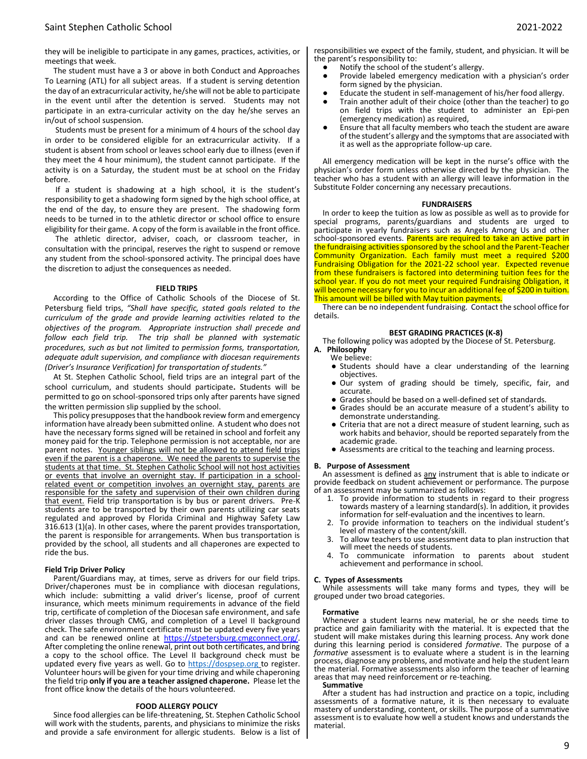they will be ineligible to participate in any games, practices, activities, or meetings that week.

The student must have a 3 or above in both Conduct and Approaches To Learning (ATL) for all subject areas. If a student is serving detention the day of an extracurricular activity, he/she will not be able to participate in the event until after the detention is served. Students may not participate in an extra-curricular activity on the day he/she serves an in/out of school suspension.

Students must be present for a minimum of 4 hours of the school day in order to be considered eligible for an extracurricular activity. If a student is absent from school or leaves school early due to illness (even if they meet the 4 hour minimum), the student cannot participate. If the activity is on a Saturday, the student must be at school on the Friday before.

If a student is shadowing at a high school, it is the student's responsibility to get a shadowing form signed by the high school office, at the end of the day, to ensure they are present. The shadowing form needs to be turned in to the athletic director or school office to ensure eligibility for their game. A copy of the form is available in the front office.

The athletic director, adviser, coach, or classroom teacher, in consultation with the principal, reserves the right to suspend or remove any student from the school-sponsored activity. The principal does have the discretion to adjust the consequences as needed.

## FIELD TRIPS

According to the Office of Catholic Schools of the Diocese of St. Petersburg field trips, *"Shall have specific, stated goals related to the curriculum of the grade and provide learning activities related to the objectives of the program. Appropriate instruction shall precede and follow each field trip. The trip shall be planned with systematic procedures, such as but not limited to permission forms, transportation, adequate adult supervision, and compliance with diocesan requirements (Driver's Insurance Verification) for transportation of students."*

At St. Stephen Catholic School, field trips are an integral part of the school curriculum, and students should participate**.** Students will be permitted to go on school-sponsored trips only after parents have signed the written permission slip supplied by the school.

This policy presupposes that the handbook review form and emergency information have already been submitted online. A student who does not have the necessary forms signed will be retained in school and forfeit any money paid for the trip. Telephone permission is not acceptable, nor are parent notes. <u>Younger siblings will not be allowed to attend field trips even if the parent is a chaperone. We need the parents to supervise the students at that time. St. Stephen Catholic School will not host activities or events that involve an overnight stay. If participation in a school-related event or competition involves an overnight stay, parents are responsible for the safety and supervision of their own children during that event.</u> Field trip transportation is by bus or parent drivers. Pre-K students are to be transported by their own parents utilizing car seats regulated and approved by Florida Criminal and Highway Safety Law 316.613 (1)(a). In other cases, where the parent provides transportation, the parent is responsible for arrangements. When bus transportation is provided by the school, all students and all chaperones are expected to ride the bus.

### Field Trip Driver Policy

Parent/Guardians may, at times, serve as drivers for our field trips. Driver/chaperones must be in compliance with diocesan regulations, which include: submitting a valid driver's license, proof of current insurance, which meets minimum requirements in advance of the field trip, certificate of completion of the Diocesan safe environment, and safe driver classes through CMG, and completion of a Level II background check. The safe environment certificate must be updated every five years and can be renewed online at https://stpetersburg.cmgconnect.org/. After completing the online renewal, print out both certificates, and bring a copy to the school office. The Level II background check must be updated every five years as well. Go to https://dospsep.org to register. Volunteer hours will be given for your time driving and while chaperoning the field trip **only if you are a teacher assigned chaperone.** Please let the front office know the details of the hours volunteered.

## FOOD ALLERGY POLICY

Since food allergies can be life-threatening, St. Stephen Catholic School will work with the students, parents, and physicians to minimize the risks and provide a safe environment for allergic students. Below is a list of responsibilities we expect of the family, student, and physician. It will be the parent's responsibility to:

- Notify the school of the student's allergy.
- Provide labeled emergency medication with a physician's order form signed by the physician.
- Educate the student in self-management of his/her food allergy.
- Train another adult of their choice (other than the teacher) to go on field trips with the student to administer an Epi-pen (emergency medication) as required,
- Ensure that all faculty members who teach the student are aware of the student's allergy and the symptoms that are associated with it as well as the appropriate follow-up care.

All emergency medication will be kept in the nurse's office with the physician's order form unless otherwise directed by the physician. The teacher who has a student with an allergy will leave information in the Substitute Folder concerning any necessary precautions.

## FUNDRAISERS

In order to keep the tuition as low as possible as well as to provide for special programs, parents/guardians and students are urged to participate in yearly fundraisers such as Angels Among Us and other school-sponsored events. Parents are required to take an active part in the fundraising activities sponsored by the school and the Parent-Teacher Community Organization. Each family must meet a required $200 Fundraising Obligation for the 2021-22 school year. Expected revenue from these fundraisers is factored into determining tuition fees for the school year. If you do not meet your required Fundraising Obligation, it will become necessary for you to incur an additional fee of $200 in tuition. This amount will be billed with May tuition payments.

There can be no independent fundraising. Contact the school office for details.

## BEST GRADING PRACTICES (K-8)

The following policy was adopted by the Diocese of St. Petersburg.

### A. Philosophy

We believe:

- Students should have a clear understanding of the learning objectives.
- Our system of grading should be timely, specific, fair, and accurate.
- Grades should be based on a well-defined set of standards.
- Grades should be an accurate measure of a student's ability to demonstrate understanding.
- Criteria that are not a direct measure of student learning, such as work habits and behavior, should be reported separately from the academic grade.
- Assessments are critical to the teaching and learning process.

### B. Purpose of Assessment

An assessment is defined as <u>any</u> instrument that is able to indicate or provide feedback on student achievement or performance. The purpose of an assessment may be summarized as follows:

1. To provide information to students in regard to their progress towards mastery of a learning standard(s). In addition, it provides information for self-evaluation and the incentives to learn.
2. To provide information to teachers on the individual student's level of mastery of the content/skill.
3. To allow teachers to use assessment data to plan instruction that will meet the needs of students.
4. To communicate information to parents about student achievement and performance in school.

### C. Types of Assessments

While assessments will take many forms and types, they will be grouped under two broad categories.

#### Formative

Whenever a student learns new material, he or she needs time to practice and gain familiarity with the material. It is expected that the student will make mistakes during this learning process. Any work done during this learning period is considered *formative*. The purpose of a *formative* assessment is to evaluate where a student is in the learning process, diagnose any problems, and motivate and help the student learn the material. Formative assessments also inform the teacher of learning areas that may need reinforcement or re-teaching.

#### Summative

After a student has had instruction and practice on a topic, including assessments of a formative nature, it is then necessary to evaluate mastery of understanding, content, or skills. The purpose of a summative assessment is to evaluate how well a student knows and understands the material.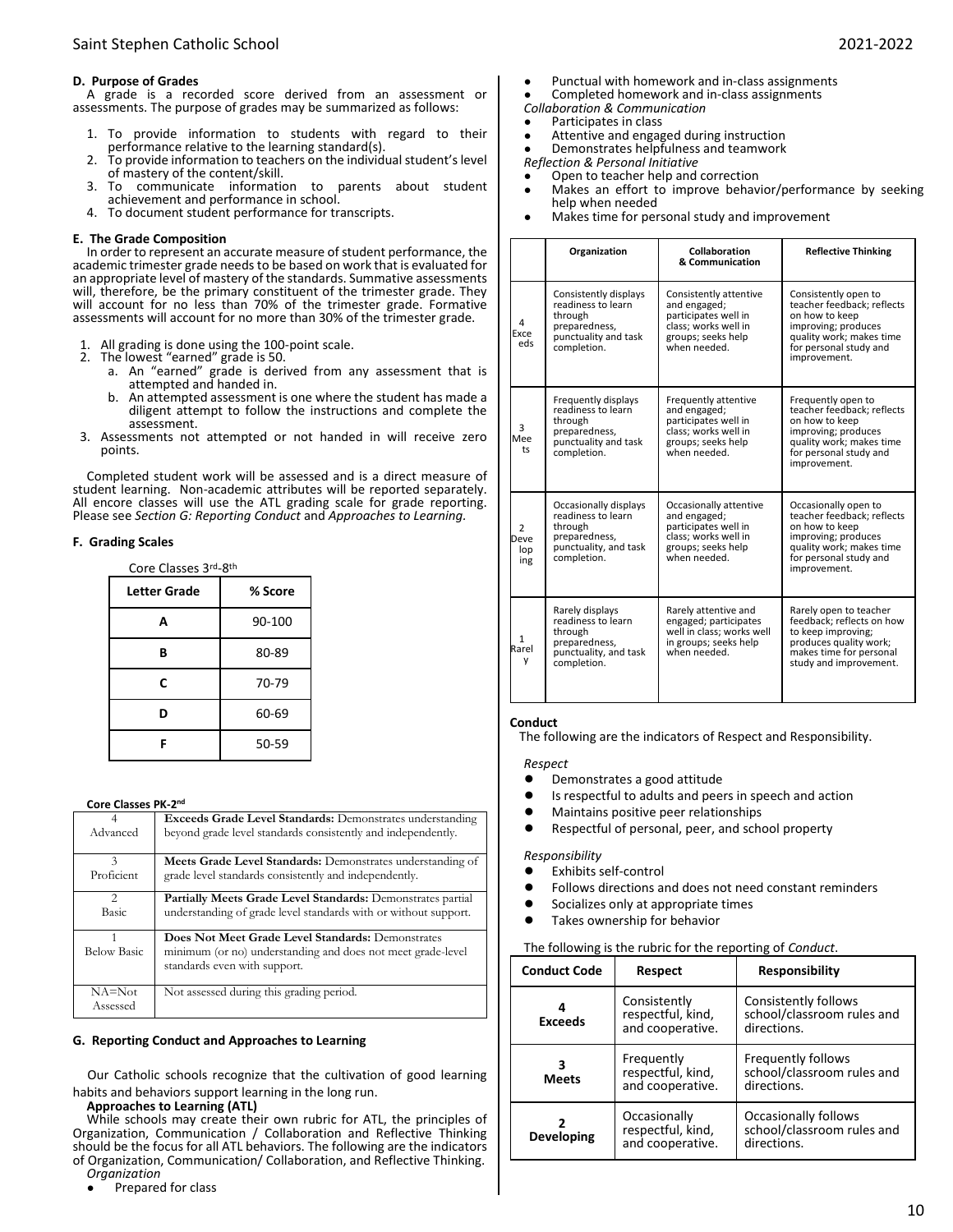**D. Purpose of Grades**

A grade is a recorded score derived from an assessment or assessments. The purpose of grades may be summarized as follows:

1. To provide information to students with regard to their performance relative to the learning standard(s).
2. To provide information to teachers on the individual student's level of mastery of the content/skill.
3. To communicate information to parents about student achievement and performance in school.
4. To document student performance for transcripts.

**E. The Grade Composition**

In order to represent an accurate measure of student performance, the academic trimester grade needs to be based on work that is evaluated for an appropriate level of mastery of the standards. Summative assessments will, therefore, be the primary constituent of the trimester grade. They will account for no less than 70% of the trimester grade. Formative assessments will account for no more than 30% of the trimester grade.

1. All grading is done using the 100-point scale.
2. The lowest "earned" grade is 50.
   a. An "earned" grade is derived from any assessment that is attempted and handed in.
   b. An attempted assessment is one where the student has made a diligent attempt to follow the instructions and complete the assessment.
3. Assessments not attempted or not handed in will receive zero points.

Completed student work will be assessed and is a direct measure of student learning. Non-academic attributes will be reported separately. All encore classes will use the ATL grading scale for grade reporting. Please see *Section G: Reporting Conduct* and *Approaches to Learning.*

**F. Grading Scales**

Core Classes 3rd-8th

| Letter Grade | % Score |
|---|---|
| A | 90-100 |
| B | 80-89 |
| C | 70-79 |
| D | 60-69 |
| F | 50-59 |

**Core Classes PK-2nd**

| | |
|---|---|
| 4 Advanced | **Exceeds Grade Level Standards:** Demonstrates understanding beyond grade level standards consistently and independently. |
| 3 Proficient | **Meets Grade Level Standards:** Demonstrates understanding of grade level standards consistently and independently. |
| 2 Basic | **Partially Meets Grade Level Standards:** Demonstrates partial understanding of grade level standards with or without support. |
| 1 Below Basic | **Does Not Meet Grade Level Standards:** Demonstrates minimum (or no) understanding and does not meet grade-level standards even with support. |
| NA=Not Assessed | Not assessed during this grading period. |

**G. Reporting Conduct and Approaches to Learning**

Our Catholic schools recognize that the cultivation of good learning habits and behaviors support learning in the long run.

**Approaches to Learning (ATL)**

While schools may create their own rubric for ATL, the principles of Organization, Communication / Collaboration and Reflective Thinking should be the focus for all ATL behaviors. The following are the indicators of Organization, Communication/ Collaboration, and Reflective Thinking.

*Organization*

- Prepared for class
- Punctual with homework and in-class assignments
- Completed homework and in-class assignments

*Collaboration & Communication*

- Participates in class
- Attentive and engaged during instruction
- Demonstrates helpfulness and teamwork

*Reflection & Personal Initiative*

- Open to teacher help and correction
- Makes an effort to improve behavior/performance by seeking help when needed
- Makes time for personal study and improvement

| | Organization | Collaboration & Communication | Reflective Thinking |
|---|---|---|---|
| 4 Exceeds | Consistently displays readiness to learn through preparedness, punctuality and task completion. | Consistently attentive and engaged; participates well in class; works well in groups; seeks help when needed. | Consistently open to teacher feedback; reflects on how to keep improving; produces quality work; makes time for personal study and improvement. |
| 3 Meets | Frequently displays readiness to learn through preparedness, punctuality and task completion. | Frequently attentive and engaged; participates well in class; works well in groups; seeks help when needed. | Frequently open to teacher feedback; reflects on how to keep improving; produces quality work; makes time for personal study and improvement. |
| 2 Developing | Occasionally displays readiness to learn through preparedness, punctuality, and task completion. | Occasionally attentive and engaged; participates well in class; works well in groups; seeks help when needed. | Occasionally open to teacher feedback; reflects on how to keep improving; produces quality work; makes time for personal study and improvement. |
| 1 Rarely | Rarely displays readiness to learn through preparedness, punctuality, and task completion. | Rarely attentive and engaged; participates well in class; works well in groups; seeks help when needed. | Rarely open to teacher feedback; reflects on how to keep improving; produces quality work; makes time for personal study and improvement. |

**Conduct**

The following are the indicators of Respect and Responsibility.

*Respect*

- Demonstrates a good attitude
- Is respectful to adults and peers in speech and action
- Maintains positive peer relationships
- Respectful of personal, peer, and school property

*Responsibility*

- Exhibits self-control
- Follows directions and does not need constant reminders
- Socializes only at appropriate times
- Takes ownership for behavior

The following is the rubric for the reporting of *Conduct*.

| Conduct Code | Respect | Responsibility |
|---|---|---|
| 4 Exceeds | Consistently respectful, kind, and cooperative. | Consistently follows school/classroom rules and directions. |
| 3 Meets | Frequently respectful, kind, and cooperative. | Frequently follows school/classroom rules and directions. |
| 2 Developing | Occasionally respectful, kind, and cooperative. | Occasionally follows school/classroom rules and directions. |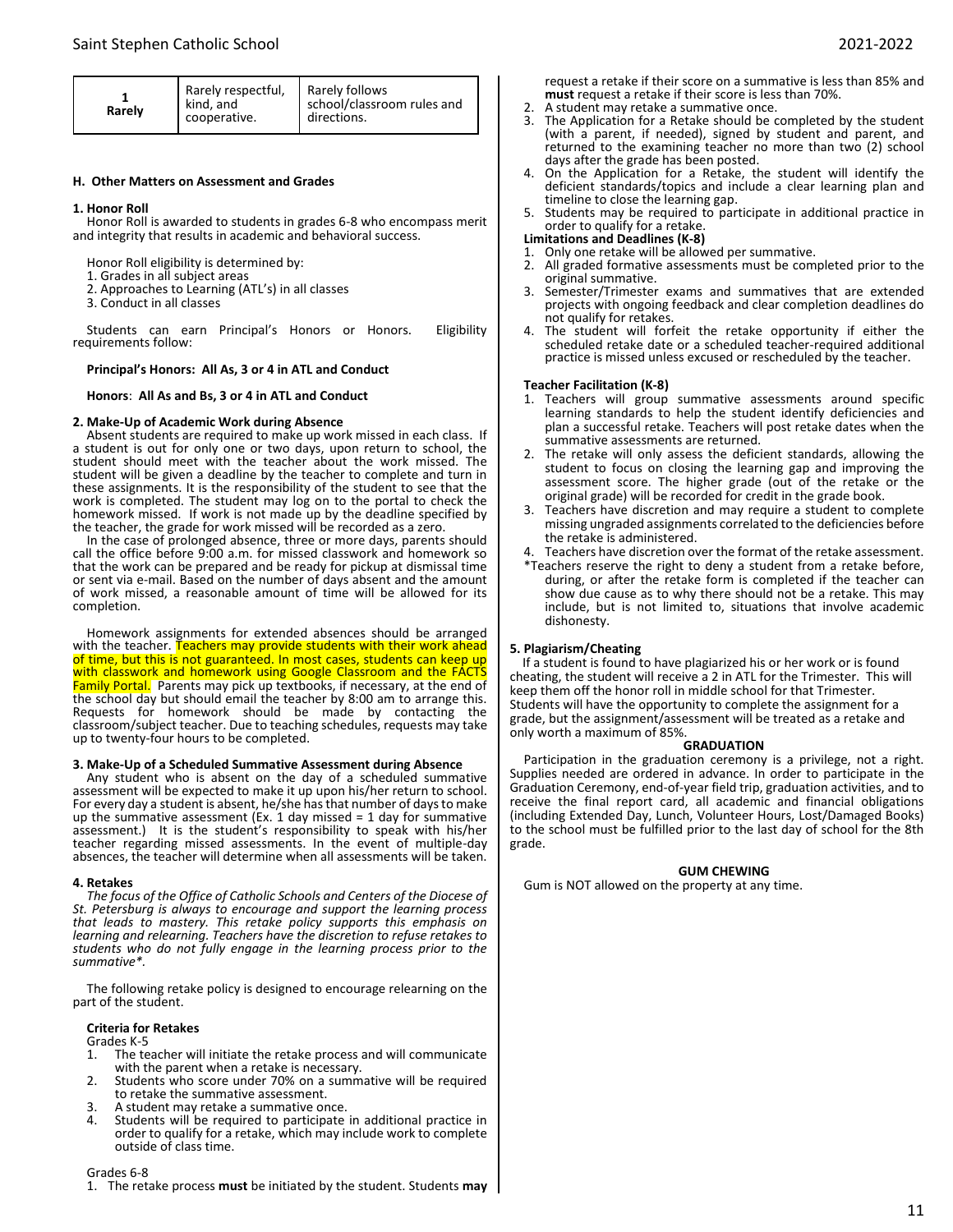| 1<br>Rarely | Rarely respectful, kind, and cooperative. | Rarely follows school/classroom rules and directions. |
|---|---|---|

### H. Other Matters on Assessment and Grades

**1. Honor Roll**

Honor Roll is awarded to students in grades 6-8 who encompass merit and integrity that results in academic and behavioral success.

Honor Roll eligibility is determined by:
1. Grades in all subject areas
2. Approaches to Learning (ATL's) in all classes
3. Conduct in all classes

Students can earn Principal's Honors or Honors. Eligibility requirements follow:

**Principal's Honors: All As, 3 or 4 in ATL and Conduct**

**Honors**: **All As and Bs, 3 or 4 in ATL and Conduct**

**2. Make-Up of Academic Work during Absence**

Absent students are required to make up work missed in each class. If a student is out for only one or two days, upon return to school, the student should meet with the teacher about the work missed. The student will be given a deadline by the teacher to complete and turn in these assignments. It is the responsibility of the student to see that the work is completed. The student may log on to the portal to check the homework missed. If work is not made up by the deadline specified by the teacher, the grade for work missed will be recorded as a zero.

In the case of prolonged absence, three or more days, parents should call the office before 9:00 a.m. for missed classwork and homework so that the work can be prepared and be ready for pickup at dismissal time or sent via e-mail. Based on the number of days absent and the amount of work missed, a reasonable amount of time will be allowed for its completion.

Homework assignments for extended absences should be arranged with the teacher. Teachers may provide students with their work ahead of time, but this is not guaranteed. In most cases, students can keep up with classwork and homework using Google Classroom and the FACTS Family Portal. Parents may pick up textbooks, if necessary, at the end of the school day but should email the teacher by 8:00 am to arrange this. Requests for homework should be made by contacting the classroom/subject teacher. Due to teaching schedules, requests may take up to twenty-four hours to be completed.

**3. Make-Up of a Scheduled Summative Assessment during Absence**

Any student who is absent on the day of a scheduled summative assessment will be expected to make it up upon his/her return to school. For every day a student is absent, he/she has that number of days to make up the summative assessment (Ex. 1 day missed = 1 day for summative assessment.) It is the student's responsibility to speak with his/her teacher regarding missed assessments. In the event of multiple-day absences, the teacher will determine when all assessments will be taken.

**4. Retakes**

*The focus of the Office of Catholic Schools and Centers of the Diocese of St. Petersburg is always to encourage and support the learning process that leads to mastery. This retake policy supports this emphasis on learning and relearning. Teachers have the discretion to refuse retakes to students who do not fully engage in the learning process prior to the summative*.*

The following retake policy is designed to encourage relearning on the part of the student.

**Criteria for Retakes**

Grades K-5
1. The teacher will initiate the retake process and will communicate with the parent when a retake is necessary.
2. Students who score under 70% on a summative will be required to retake the summative assessment.
3. A student may retake a summative once.
4. Students will be required to participate in additional practice in order to qualify for a retake, which may include work to complete outside of class time.

Grades 6-8
1. The retake process **must** be initiated by the student. Students **may** request a retake if their score on a summative is less than 85% and **must** request a retake if their score is less than 70%.
2. A student may retake a summative once.
3. The Application for a Retake should be completed by the student (with a parent, if needed), signed by student and parent, and returned to the examining teacher no more than two (2) school days after the grade has been posted.
4. On the Application for a Retake, the student will identify the deficient standards/topics and include a clear learning plan and timeline to close the learning gap.
5. Students may be required to participate in additional practice in order to qualify for a retake.

**Limitations and Deadlines (K-8)**
1. Only one retake will be allowed per summative.
2. All graded formative assessments must be completed prior to the original summative.
3. Semester/Trimester exams and summatives that are extended projects with ongoing feedback and clear completion deadlines do not qualify for retakes.
4. The student will forfeit the retake opportunity if either the scheduled retake date or a scheduled teacher-required additional practice is missed unless excused or rescheduled by the teacher.

**Teacher Facilitation (K-8)**
1. Teachers will group summative assessments around specific learning standards to help the student identify deficiencies and plan a successful retake. Teachers will post retake dates when the summative assessments are returned.
2. The retake will only assess the deficient standards, allowing the student to focus on closing the learning gap and improving the assessment score. The higher grade (out of the retake or the original grade) will be recorded for credit in the grade book.
3. Teachers have discretion and may require a student to complete missing ungraded assignments correlated to the deficiencies before the retake is administered.
4. Teachers have discretion over the format of the retake assessment.

*Teachers reserve the right to deny a student from a retake before, during, or after the retake form is completed if the teacher can show due cause as to why there should not be a retake. This may include, but is not limited to, situations that involve academic dishonesty.

**5. Plagiarism/Cheating**

If a student is found to have plagiarized his or her work or is found cheating, the student will receive a 2 in ATL for the Trimester. This will keep them off the honor roll in middle school for that Trimester. Students will have the opportunity to complete the assignment for a grade, but the assignment/assessment will be treated as a retake and only worth a maximum of 85%.

## GRADUATION

Participation in the graduation ceremony is a privilege, not a right. Supplies needed are ordered in advance. In order to participate in the Graduation Ceremony, end-of-year field trip, graduation activities, and to receive the final report card, all academic and financial obligations (including Extended Day, Lunch, Volunteer Hours, Lost/Damaged Books) to the school must be fulfilled prior to the last day of school for the 8th grade.

## GUM CHEWING

Gum is NOT allowed on the property at any time.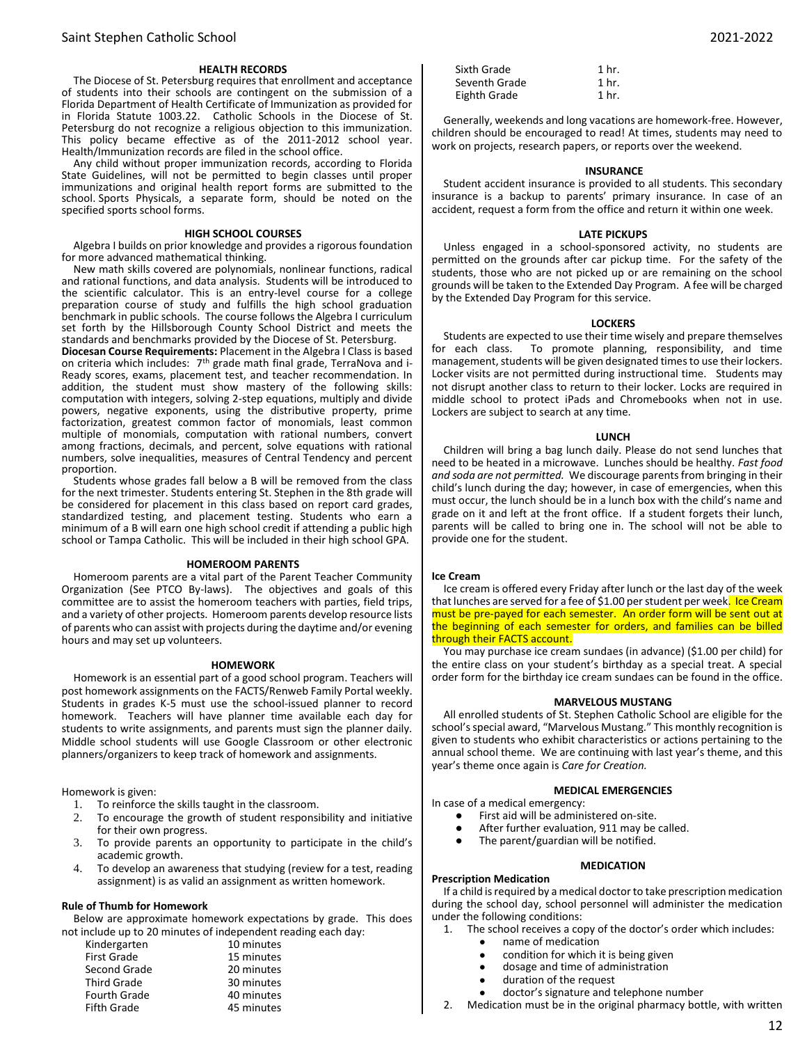## HEALTH RECORDS

The Diocese of St. Petersburg requires that enrollment and acceptance of students into their schools are contingent on the submission of a Florida Department of Health Certificate of Immunization as provided for in Florida Statute 1003.22. Catholic Schools in the Diocese of St. Petersburg do not recognize a religious objection to this immunization. This policy became effective as of the 2011-2012 school year. Health/Immunization records are filed in the school office.

Any child without proper immunization records, according to Florida State Guidelines, will not be permitted to begin classes until proper immunizations and original health report forms are submitted to the school. Sports Physicals, a separate form, should be noted on the specified sports school forms.

## HIGH SCHOOL COURSES

Algebra I builds on prior knowledge and provides a rigorous foundation for more advanced mathematical thinking.

New math skills covered are polynomials, nonlinear functions, radical and rational functions, and data analysis. Students will be introduced to the scientific calculator. This is an entry-level course for a college preparation course of study and fulfills the high school graduation benchmark in public schools. The course follows the Algebra I curriculum set forth by the Hillsborough County School District and meets the standards and benchmarks provided by the Diocese of St. Petersburg.

**Diocesan Course Requirements:** Placement in the Algebra I Class is based on criteria which includes: 7th grade math final grade, TerraNova and i-Ready scores, exams, placement test, and teacher recommendation. In addition, the student must show mastery of the following skills: computation with integers, solving 2-step equations, multiply and divide powers, negative exponents, using the distributive property, prime factorization, greatest common factor of monomials, least common multiple of monomials, computation with rational numbers, convert among fractions, decimals, and percent, solve equations with rational numbers, solve inequalities, measures of Central Tendency and percent proportion.

Students whose grades fall below a B will be removed from the class for the next trimester. Students entering St. Stephen in the 8th grade will be considered for placement in this class based on report card grades, standardized testing, and placement testing. Students who earn a minimum of a B will earn one high school credit if attending a public high school or Tampa Catholic. This will be included in their high school GPA.

## HOMEROOM PARENTS

Homeroom parents are a vital part of the Parent Teacher Community Organization (See PTCO By-laws). The objectives and goals of this committee are to assist the homeroom teachers with parties, field trips, and a variety of other projects. Homeroom parents develop resource lists of parents who can assist with projects during the daytime and/or evening hours and may set up volunteers.

## HOMEWORK

Homework is an essential part of a good school program. Teachers will post homework assignments on the FACTS/Renweb Family Portal weekly. Students in grades K-5 must use the school-issued planner to record homework. Teachers will have planner time available each day for students to write assignments, and parents must sign the planner daily. Middle school students will use Google Classroom or other electronic planners/organizers to keep track of homework and assignments.

Homework is given:

1. To reinforce the skills taught in the classroom.
2. To encourage the growth of student responsibility and initiative for their own progress.
3. To provide parents an opportunity to participate in the child's academic growth.
4. To develop an awareness that studying (review for a test, reading assignment) is as valid an assignment as written homework.

**Rule of Thumb for Homework**

Below are approximate homework expectations by grade. This does not include up to 20 minutes of independent reading each day:

| | |
|---|---|
| Kindergarten | 10 minutes |
| First Grade | 15 minutes |
| Second Grade | 20 minutes |
| Third Grade | 30 minutes |
| Fourth Grade | 40 minutes |
| Fifth Grade | 45 minutes |
| Sixth Grade | 1 hr. |
| Seventh Grade | 1 hr. |
| Eighth Grade | 1 hr. |

Generally, weekends and long vacations are homework-free. However, children should be encouraged to read! At times, students may need to work on projects, research papers, or reports over the weekend.

## INSURANCE

Student accident insurance is provided to all students. This secondary insurance is a backup to parents' primary insurance. In case of an accident, request a form from the office and return it within one week.

## LATE PICKUPS

Unless engaged in a school-sponsored activity, no students are permitted on the grounds after car pickup time. For the safety of the students, those who are not picked up or are remaining on the school grounds will be taken to the Extended Day Program. A fee will be charged by the Extended Day Program for this service.

## LOCKERS

Students are expected to use their time wisely and prepare themselves for each class. To promote planning, responsibility, and time management, students will be given designated times to use their lockers. Locker visits are not permitted during instructional time. Students may not disrupt another class to return to their locker. Locks are required in middle school to protect iPads and Chromebooks when not in use. Lockers are subject to search at any time.

## LUNCH

Children will bring a bag lunch daily. Please do not send lunches that need to be heated in a microwave. Lunches should be healthy. *Fast food and soda are not permitted.* We discourage parents from bringing in their child's lunch during the day; however, in case of emergencies, when this must occur, the lunch should be in a lunch box with the child's name and grade on it and left at the front office. If a student forgets their lunch, parents will be called to bring one in. The school will not be able to provide one for the student.

**Ice Cream**

Ice cream is offered every Friday after lunch or the last day of the week that lunches are served for a fee of $1.00 per student per week. Ice Cream must be pre-payed for each semester. An order form will be sent out at the beginning of each semester for orders, and families can be billed through their FACTS account.

You may purchase ice cream sundaes (in advance) ($1.00 per child) for the entire class on your student's birthday as a special treat. A special order form for the birthday ice cream sundaes can be found in the office.

## MARVELOUS MUSTANG

All enrolled students of St. Stephen Catholic School are eligible for the school's special award, "Marvelous Mustang." This monthly recognition is given to students who exhibit characteristics or actions pertaining to the annual school theme. We are continuing with last year's theme, and this year's theme once again is *Care for Creation.*

## MEDICAL EMERGENCIES

In case of a medical emergency:

- First aid will be administered on-site.
- After further evaluation, 911 may be called.
- The parent/guardian will be notified.

## MEDICATION

**Prescription Medication**

If a child is required by a medical doctor to take prescription medication during the school day, school personnel will administer the medication under the following conditions:

1. The school receives a copy of the doctor's order which includes:
   - name of medication
   - condition for which it is being given
   - dosage and time of administration
   - duration of the request
   - doctor's signature and telephone number
2. Medication must be in the original pharmacy bottle, with written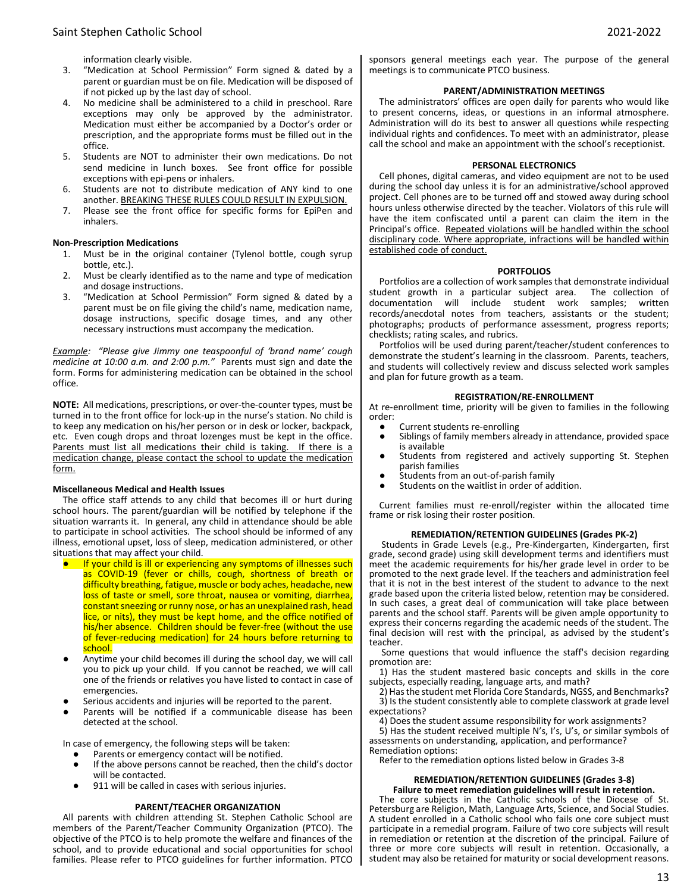information clearly visible.

3. "Medication at School Permission" Form signed & dated by a parent or guardian must be on file. Medication will be disposed of if not picked up by the last day of school.
4. No medicine shall be administered to a child in preschool. Rare exceptions may only be approved by the administrator. Medication must either be accompanied by a Doctor's order or prescription, and the appropriate forms must be filled out in the office.
5. Students are NOT to administer their own medications. Do not send medicine in lunch boxes. See front office for possible exceptions with epi-pens or inhalers.
6. Students are not to distribute medication of ANY kind to one another. BREAKING THESE RULES COULD RESULT IN EXPULSION.
7. Please see the front office for specific forms for EpiPen and inhalers.

**Non-Prescription Medications**

1. Must be in the original container (Tylenol bottle, cough syrup bottle, etc.).
2. Must be clearly identified as to the name and type of medication and dosage instructions.
3. "Medication at School Permission" Form signed & dated by a parent must be on file giving the child's name, medication name, dosage instructions, specific dosage times, and any other necessary instructions must accompany the medication.

*Example: "Please give Jimmy one teaspoonful of 'brand name' cough medicine at 10:00 a.m. and 2:00 p.m."* Parents must sign and date the form. Forms for administering medication can be obtained in the school office.

**NOTE:** All medications, prescriptions, or over-the-counter types, must be turned in to the front office for lock-up in the nurse's station. No child is to keep any medication on his/her person or in desk or locker, backpack, etc. Even cough drops and throat lozenges must be kept in the office. Parents must list all medications their child is taking. If there is a medication change, please contact the school to update the medication form.

**Miscellaneous Medical and Health Issues**

The office staff attends to any child that becomes ill or hurt during school hours. The parent/guardian will be notified by telephone if the situation warrants it. In general, any child in attendance should be able to participate in school activities. The school should be informed of any illness, emotional upset, loss of sleep, medication administered, or other situations that may affect your child.

- If your child is ill or experiencing any symptoms of illnesses such as COVID-19 (fever or chills, cough, shortness of breath or difficulty breathing, fatigue, muscle or body aches, headache, new loss of taste or smell, sore throat, nausea or vomiting, diarrhea, constant sneezing or runny nose, or has an unexplained rash, head lice, or nits), they must be kept home, and the office notified of his/her absence. Children should be fever-free (without the use of fever-reducing medication) for 24 hours before returning to school.
- Anytime your child becomes ill during the school day, we will call you to pick up your child. If you cannot be reached, we will call one of the friends or relatives you have listed to contact in case of emergencies.
- Serious accidents and injuries will be reported to the parent.
- Parents will be notified if a communicable disease has been detected at the school.

In case of emergency, the following steps will be taken:

- Parents or emergency contact will be notified.
- If the above persons cannot be reached, then the child's doctor will be contacted.
- 911 will be called in cases with serious injuries.

## PARENT/TEACHER ORGANIZATION

All parents with children attending St. Stephen Catholic School are members of the Parent/Teacher Community Organization (PTCO). The objective of the PTCO is to help promote the welfare and finances of the school, and to provide educational and social opportunities for school families. Please refer to PTCO guidelines for further information. PTCO sponsors general meetings each year. The purpose of the general meetings is to communicate PTCO business.

## PARENT/ADMINISTRATION MEETINGS

The administrators' offices are open daily for parents who would like to present concerns, ideas, or questions in an informal atmosphere. Administration will do its best to answer all questions while respecting individual rights and confidences. To meet with an administrator, please call the school and make an appointment with the school's receptionist.

## PERSONAL ELECTRONICS

Cell phones, digital cameras, and video equipment are not to be used during the school day unless it is for an administrative/school approved project. Cell phones are to be turned off and stowed away during school hours unless otherwise directed by the teacher. Violators of this rule will have the item confiscated until a parent can claim the item in the Principal's office. Repeated violations will be handled within the school disciplinary code. Where appropriate, infractions will be handled within established code of conduct.

## PORTFOLIOS

Portfolios are a collection of work samples that demonstrate individual student growth in a particular subject area. The collection of documentation will include student work samples; written records/anecdotal notes from teachers, assistants or the student; photographs; products of performance assessment, progress reports; checklists; rating scales, and rubrics.

Portfolios will be used during parent/teacher/student conferences to demonstrate the student's learning in the classroom. Parents, teachers, and students will collectively review and discuss selected work samples and plan for future growth as a team.

## REGISTRATION/RE-ENROLLMENT

At re-enrollment time, priority will be given to families in the following order:

- Current students re-enrolling
- Siblings of family members already in attendance, provided space is available
- Students from registered and actively supporting St. Stephen parish families
- Students from an out-of-parish family
- Students on the waitlist in order of addition.

Current families must re-enroll/register within the allocated time frame or risk losing their roster position.

## REMEDIATION/RETENTION GUIDELINES (Grades PK-2)

Students in Grade Levels (e.g., Pre-Kindergarten, Kindergarten, first grade, second grade) using skill development terms and identifiers must meet the academic requirements for his/her grade level in order to be promoted to the next grade level. If the teachers and administration feel that it is not in the best interest of the student to advance to the next grade based upon the criteria listed below, retention may be considered. In such cases, a great deal of communication will take place between parents and the school staff. Parents will be given ample opportunity to express their concerns regarding the academic needs of the student. The final decision will rest with the principal, as advised by the student's teacher.

Some questions that would influence the staff's decision regarding promotion are:

1) Has the student mastered basic concepts and skills in the core subjects, especially reading, language arts, and math?

2) Has the student met Florida Core Standards, NGSS, and Benchmarks?

3) Is the student consistently able to complete classwork at grade level expectations?

4) Does the student assume responsibility for work assignments?

5) Has the student received multiple N's, I's, U's, or similar symbols of assessments on understanding, application, and performance?

Remediation options:

Refer to the remediation options listed below in Grades 3-8

## REMEDIATION/RETENTION GUIDELINES (Grades 3-8)

**Failure to meet remediation guidelines will result in retention.**

The core subjects in the Catholic schools of the Diocese of St. Petersburg are Religion, Math, Language Arts, Science, and Social Studies. A student enrolled in a Catholic school who fails one core subject must participate in a remedial program. Failure of two core subjects will result in remediation or retention at the discretion of the principal. Failure of three or more core subjects will result in retention. Occasionally, a student may also be retained for maturity or social development reasons.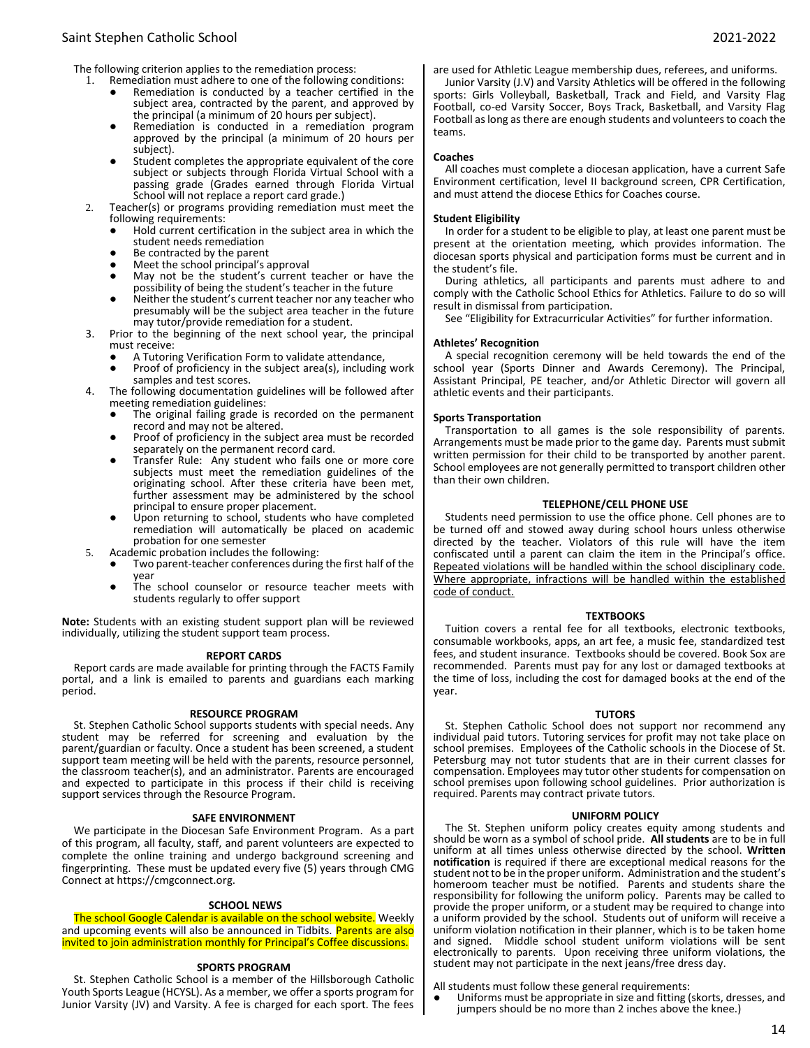The following criterion applies to the remediation process:

1. Remediation must adhere to one of the following conditions:
   - Remediation is conducted by a teacher certified in the subject area, contracted by the parent, and approved by the principal (a minimum of 20 hours per subject).
   - Remediation is conducted in a remediation program approved by the principal (a minimum of 20 hours per subject).
   - Student completes the appropriate equivalent of the core subject or subjects through Florida Virtual School with a passing grade (Grades earned through Florida Virtual School will not replace a report card grade.)
2. Teacher(s) or programs providing remediation must meet the following requirements:
   - Hold current certification in the subject area in which the student needs remediation
   - Be contracted by the parent
   - Meet the school principal's approval
   - May not be the student's current teacher or have the possibility of being the student's teacher in the future
   - Neither the student's current teacher nor any teacher who presumably will be the subject area teacher in the future may tutor/provide remediation for a student.
3. Prior to the beginning of the next school year, the principal must receive:
   - A Tutoring Verification Form to validate attendance,
   - Proof of proficiency in the subject area(s), including work samples and test scores.
4. The following documentation guidelines will be followed after meeting remediation guidelines:
   - The original failing grade is recorded on the permanent record and may not be altered.
   - Proof of proficiency in the subject area must be recorded separately on the permanent record card.
   - Transfer Rule: Any student who fails one or more core subjects must meet the remediation guidelines of the originating school. After these criteria have been met, further assessment may be administered by the school principal to ensure proper placement.
   - Upon returning to school, students who have completed remediation will automatically be placed on academic probation for one semester
5. Academic probation includes the following:
   - Two parent-teacher conferences during the first half of the year
   - The school counselor or resource teacher meets with students regularly to offer support

**Note:** Students with an existing student support plan will be reviewed individually, utilizing the student support team process.

## REPORT CARDS

Report cards are made available for printing through the FACTS Family portal, and a link is emailed to parents and guardians each marking period.

## RESOURCE PROGRAM

St. Stephen Catholic School supports students with special needs. Any student may be referred for screening and evaluation by the parent/guardian or faculty. Once a student has been screened, a student support team meeting will be held with the parents, resource personnel, the classroom teacher(s), and an administrator. Parents are encouraged and expected to participate in this process if their child is receiving support services through the Resource Program.

## SAFE ENVIRONMENT

We participate in the Diocesan Safe Environment Program. As a part of this program, all faculty, staff, and parent volunteers are expected to complete the online training and undergo background screening and fingerprinting. These must be updated every five (5) years through CMG Connect at https://cmgconnect.org.

## SCHOOL NEWS

The school Google Calendar is available on the school website. Weekly and upcoming events will also be announced in Tidbits. Parents are also invited to join administration monthly for Principal's Coffee discussions.

## SPORTS PROGRAM

St. Stephen Catholic School is a member of the Hillsborough Catholic Youth Sports League (HCYSL). As a member, we offer a sports program for Junior Varsity (JV) and Varsity. A fee is charged for each sport. The fees are used for Athletic League membership dues, referees, and uniforms.

Junior Varsity (J.V) and Varsity Athletics will be offered in the following sports: Girls Volleyball, Basketball, Track and Field, and Varsity Flag Football, co-ed Varsity Soccer, Boys Track, Basketball, and Varsity Flag Football as long as there are enough students and volunteers to coach the teams.

### Coaches

All coaches must complete a diocesan application, have a current Safe Environment certification, level II background screen, CPR Certification, and must attend the diocese Ethics for Coaches course.

### Student Eligibility

In order for a student to be eligible to play, at least one parent must be present at the orientation meeting, which provides information. The diocesan sports physical and participation forms must be current and in the student's file.

During athletics, all participants and parents must adhere to and comply with the Catholic School Ethics for Athletics. Failure to do so will result in dismissal from participation.

See "Eligibility for Extracurricular Activities" for further information.

### Athletes' Recognition

A special recognition ceremony will be held towards the end of the school year (Sports Dinner and Awards Ceremony). The Principal, Assistant Principal, PE teacher, and/or Athletic Director will govern all athletic events and their participants.

### Sports Transportation

Transportation to all games is the sole responsibility of parents. Arrangements must be made prior to the game day. Parents must submit written permission for their child to be transported by another parent. School employees are not generally permitted to transport children other than their own children.

## TELEPHONE/CELL PHONE USE

Students need permission to use the office phone. Cell phones are to be turned off and stowed away during school hours unless otherwise directed by the teacher. Violators of this rule will have the item confiscated until a parent can claim the item in the Principal's office. Repeated violations will be handled within the school disciplinary code. Where appropriate, infractions will be handled within the established code of conduct.

## TEXTBOOKS

Tuition covers a rental fee for all textbooks, electronic textbooks, consumable workbooks, apps, an art fee, a music fee, standardized test fees, and student insurance. Textbooks should be covered. Book Sox are recommended. Parents must pay for any lost or damaged textbooks at the time of loss, including the cost for damaged books at the end of the year.

## TUTORS

St. Stephen Catholic School does not support nor recommend any individual paid tutors. Tutoring services for profit may not take place on school premises. Employees of the Catholic schools in the Diocese of St. Petersburg may not tutor students that are in their current classes for compensation. Employees may tutor other students for compensation on school premises upon following school guidelines. Prior authorization is required. Parents may contract private tutors.

## UNIFORM POLICY

The St. Stephen uniform policy creates equity among students and should be worn as a symbol of school pride. **All students** are to be in full uniform at all times unless otherwise directed by the school. **Written notification** is required if there are exceptional medical reasons for the student not to be in the proper uniform. Administration and the student's homeroom teacher must be notified. Parents and students share the responsibility for following the uniform policy. Parents may be called to provide the proper uniform, or a student may be required to change into a uniform provided by the school. Students out of uniform will receive a uniform violation notification in their planner, which is to be taken home and signed. Middle school student uniform violations will be sent electronically to parents. Upon receiving three uniform violations, the student may not participate in the next jeans/free dress day.

All students must follow these general requirements:

- Uniforms must be appropriate in size and fitting (skorts, dresses, and jumpers should be no more than 2 inches above the knee.)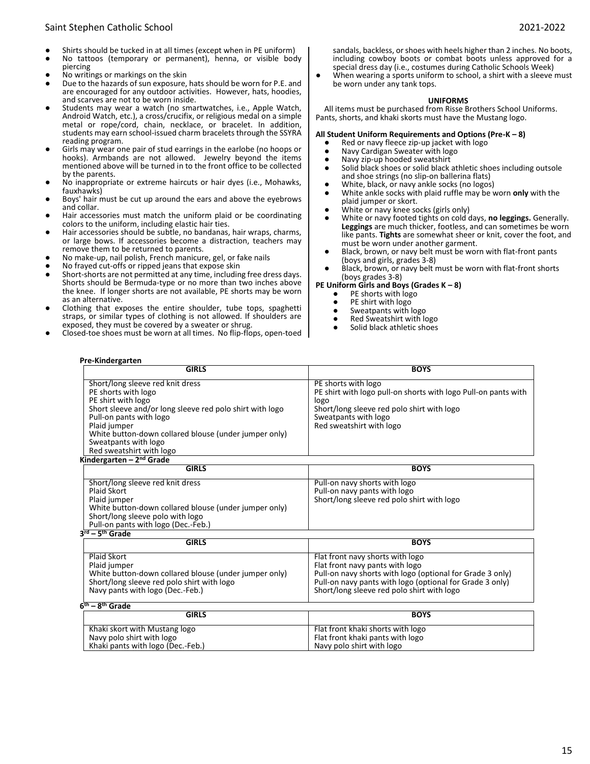- Shirts should be tucked in at all times (except when in PE uniform)
- No tattoos (temporary or permanent), henna, or visible body piercing
- No writings or markings on the skin
- Due to the hazards of sun exposure, hats should be worn for P.E. and are encouraged for any outdoor activities. However, hats, hoodies, and scarves are not to be worn inside.
- Students may wear a watch (no smartwatches, i.e., Apple Watch, Android Watch, etc.), a cross/crucifix, or religious medal on a simple metal or rope/cord, chain, necklace, or bracelet. In addition, students may earn school-issued charm bracelets through the SSYRA reading program.
- Girls may wear one pair of stud earrings in the earlobe (no hoops or hooks). Armbands are not allowed. Jewelry beyond the items mentioned above will be turned in to the front office to be collected by the parents.
- No inappropriate or extreme haircuts or hair dyes (i.e., Mohawks, fauxhawks)
- Boys' hair must be cut up around the ears and above the eyebrows and collar.
- Hair accessories must match the uniform plaid or be coordinating colors to the uniform, including elastic hair ties.
- Hair accessories should be subtle, no bandanas, hair wraps, charms, or large bows. If accessories become a distraction, teachers may remove them to be returned to parents.
- No make-up, nail polish, French manicure, gel, or fake nails
- No frayed cut-offs or ripped jeans that expose skin
- Short-shorts are not permitted at any time, including free dress days. Shorts should be Bermuda-type or no more than two inches above the knee. If longer shorts are not available, PE shorts may be worn as an alternative.
- Clothing that exposes the entire shoulder, tube tops, spaghetti straps, or similar types of clothing is not allowed. If shoulders are exposed, they must be covered by a sweater or shrug.
- Closed-toe shoes must be worn at all times. No flip-flops, open-toed sandals, backless, or shoes with heels higher than 2 inches. No boots, including cowboy boots or combat boots unless approved for a special dress day (i.e., costumes during Catholic Schools Week)
- When wearing a sports uniform to school, a shirt with a sleeve must be worn under any tank tops.

## UNIFORMS

All items must be purchased from Risse Brothers School Uniforms. Pants, shorts, and khaki skorts must have the Mustang logo.

**All Student Uniform Requirements and Options (Pre-K – 8)**

- Red or navy fleece zip-up jacket with logo
- Navy Cardigan Sweater with logo
- Navy zip-up hooded sweatshirt
- Solid black shoes or solid black athletic shoes including outsole and shoe strings (no slip-on ballerina flats)
- White, black, or navy ankle socks (no logos)
- White ankle socks with plaid ruffle may be worn **only** with the plaid jumper or skort.
- White or navy knee socks (girls only)
- White or navy footed tights on cold days, **no leggings.** Generally. **Leggings** are much thicker, footless, and can sometimes be worn like pants. **Tights** are somewhat sheer or knit, cover the foot, and must be worn under another garment.
- Black, brown, or navy belt must be worn with flat-front pants (boys and girls, grades 3-8)
- Black, brown, or navy belt must be worn with flat-front shorts (boys grades 3-8)

**PE Uniform Girls and Boys (Grades K – 8)**

- PE shorts with logo
- PE shirt with logo
- Sweatpants with logo
- Red Sweatshirt with logo
- Solid black athletic shoes

**Pre-Kindergarten**

| GIRLS | BOYS |
|---|---|
| Short/long sleeve red knit dress<br>PE shorts with logo<br>PE shirt with logo<br>Short sleeve and/or long sleeve red polo shirt with logo<br>Pull-on pants with logo<br>Plaid jumper<br>White button-down collared blouse (under jumper only)<br>Sweatpants with logo<br>Red sweatshirt with logo | PE shorts with logo<br>PE shirt with logo pull-on shorts with logo Pull-on pants with logo<br>Short/long sleeve red polo shirt with logo<br>Sweatpants with logo<br>Red sweatshirt with logo |

**Kindergarten – 2nd Grade**

| GIRLS | BOYS |
|---|---|
| Short/long sleeve red knit dress<br>Plaid Skort<br>Plaid jumper<br>White button-down collared blouse (under jumper only)<br>Short/long sleeve polo with logo<br>Pull-on pants with logo (Dec.-Feb.) | Pull-on navy shorts with logo<br>Pull-on navy pants with logo<br>Short/long sleeve red polo shirt with logo |

**3rd – 5th Grade**

| GIRLS | BOYS |
|---|---|
| Plaid Skort<br>Plaid jumper<br>White button-down collared blouse (under jumper only)<br>Short/long sleeve red polo shirt with logo<br>Navy pants with logo (Dec.-Feb.) | Flat front navy shorts with logo<br>Flat front navy pants with logo<br>Pull-on navy shorts with logo (optional for Grade 3 only)<br>Pull-on navy pants with logo (optional for Grade 3 only)<br>Short/long sleeve red polo shirt with logo |

**6th – 8th Grade**

| GIRLS | BOYS |
|---|---|
| Khaki skort with Mustang logo<br>Navy polo shirt with logo<br>Khaki pants with logo (Dec.-Feb.) | Flat front khaki shorts with logo<br>Flat front khaki pants with logo<br>Navy polo shirt with logo |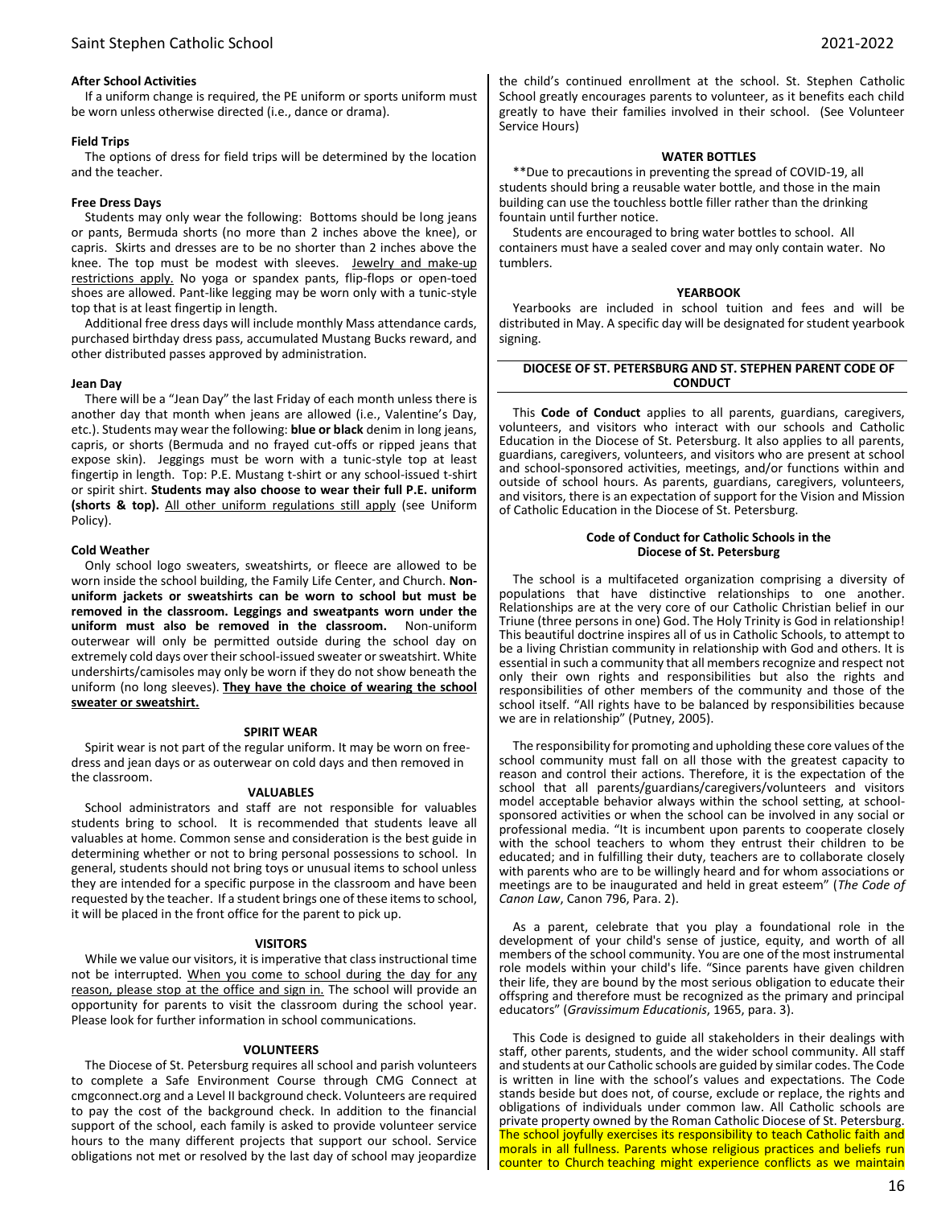**After School Activities**

If a uniform change is required, the PE uniform or sports uniform must be worn unless otherwise directed (i.e., dance or drama).

**Field Trips**

The options of dress for field trips will be determined by the location and the teacher.

**Free Dress Days**

Students may only wear the following: Bottoms should be long jeans or pants, Bermuda shorts (no more than 2 inches above the knee), or capris. Skirts and dresses are to be no shorter than 2 inches above the knee. The top must be modest with sleeves. Jewelry and make-up restrictions apply. No yoga or spandex pants, flip-flops or open-toed shoes are allowed. Pant-like legging may be worn only with a tunic-style top that is at least fingertip in length.

Additional free dress days will include monthly Mass attendance cards, purchased birthday dress pass, accumulated Mustang Bucks reward, and other distributed passes approved by administration.

**Jean Day**

There will be a "Jean Day" the last Friday of each month unless there is another day that month when jeans are allowed (i.e., Valentine's Day, etc.). Students may wear the following: **blue or black** denim in long jeans, capris, or shorts (Bermuda and no frayed cut-offs or ripped jeans that expose skin). Jeggings must be worn with a tunic-style top at least fingertip in length. Top: P.E. Mustang t-shirt or any school-issued t-shirt or spirit shirt. **Students may also choose to wear their full P.E. uniform (shorts & top).** All other uniform regulations still apply (see Uniform Policy).

**Cold Weather**

Only school logo sweaters, sweatshirts, or fleece are allowed to be worn inside the school building, the Family Life Center, and Church. **Non-uniform jackets or sweatshirts can be worn to school but must be removed in the classroom. Leggings and sweatpants worn under the uniform must also be removed in the classroom.** Non-uniform outerwear will only be permitted outside during the school day on extremely cold days over their school-issued sweater or sweatshirt. White undershirts/camisoles may only be worn if they do not show beneath the uniform (no long sleeves). **They have the choice of wearing the school sweater or sweatshirt.**

**SPIRIT WEAR**

Spirit wear is not part of the regular uniform. It may be worn on free-dress and jean days or as outerwear on cold days and then removed in the classroom.

**VALUABLES**

School administrators and staff are not responsible for valuables students bring to school. It is recommended that students leave all valuables at home. Common sense and consideration is the best guide in determining whether or not to bring personal possessions to school. In general, students should not bring toys or unusual items to school unless they are intended for a specific purpose in the classroom and have been requested by the teacher. If a student brings one of these items to school, it will be placed in the front office for the parent to pick up.

**VISITORS**

While we value our visitors, it is imperative that class instructional time not be interrupted. When you come to school during the day for any reason, please stop at the office and sign in. The school will provide an opportunity for parents to visit the classroom during the school year. Please look for further information in school communications.

**VOLUNTEERS**

The Diocese of St. Petersburg requires all school and parish volunteers to complete a Safe Environment Course through CMG Connect at cmgconnect.org and a Level II background check. Volunteers are required to pay the cost of the background check. In addition to the financial support of the school, each family is asked to provide volunteer service hours to the many different projects that support our school. Service obligations not met or resolved by the last day of school may jeopardize the child's continued enrollment at the school. St. Stephen Catholic School greatly encourages parents to volunteer, as it benefits each child greatly to have their families involved in their school. (See Volunteer Service Hours)

**WATER BOTTLES**

**Due to precautions in preventing the spread of COVID-19, all students should bring a reusable water bottle, and those in the main building can use the touchless bottle filler rather than the drinking fountain until further notice.

Students are encouraged to bring water bottles to school. All containers must have a sealed cover and may only contain water. No tumblers.

**YEARBOOK**

Yearbooks are included in school tuition and fees and will be distributed in May. A specific day will be designated for student yearbook signing.

**DIOCESE OF ST. PETERSBURG AND ST. STEPHEN PARENT CODE OF CONDUCT**

This **Code of Conduct** applies to all parents, guardians, caregivers, volunteers, and visitors who interact with our schools and Catholic Education in the Diocese of St. Petersburg. It also applies to all parents, guardians, caregivers, volunteers, and visitors who are present at school and school-sponsored activities, meetings, and/or functions within and outside of school hours. As parents, guardians, caregivers, volunteers, and visitors, there is an expectation of support for the Vision and Mission of Catholic Education in the Diocese of St. Petersburg.

**Code of Conduct for Catholic Schools in the Diocese of St. Petersburg**

The school is a multifaceted organization comprising a diversity of populations that have distinctive relationships to one another. Relationships are at the very core of our Catholic Christian belief in our Triune (three persons in one) God. The Holy Trinity is God in relationship! This beautiful doctrine inspires all of us in Catholic Schools, to attempt to be a living Christian community in relationship with God and others. It is essential in such a community that all members recognize and respect not only their own rights and responsibilities but also the rights and responsibilities of other members of the community and those of the school itself. "All rights have to be balanced by responsibilities because we are in relationship" (Putney, 2005).

The responsibility for promoting and upholding these core values of the school community must fall on all those with the greatest capacity to reason and control their actions. Therefore, it is the expectation of the school that all parents/guardians/caregivers/volunteers and visitors model acceptable behavior always within the school setting, at school-sponsored activities or when the school can be involved in any social or professional media. "It is incumbent upon parents to cooperate closely with the school teachers to whom they entrust their children to be educated; and in fulfilling their duty, teachers are to collaborate closely with parents who are to be willingly heard and for whom associations or meetings are to be inaugurated and held in great esteem" (*The Code of Canon Law*, Canon 796, Para. 2).

As a parent, celebrate that you play a foundational role in the development of your child's sense of justice, equity, and worth of all members of the school community. You are one of the most instrumental role models within your child's life. "Since parents have given children their life, they are bound by the most serious obligation to educate their offspring and therefore must be recognized as the primary and principal educators" (*Gravissimum Educationis*, 1965, para. 3).

This Code is designed to guide all stakeholders in their dealings with staff, other parents, students, and the wider school community. All staff and students at our Catholic schools are guided by similar codes. The Code is written in line with the school's values and expectations. The Code stands beside but does not, of course, exclude or replace, the rights and obligations of individuals under common law. All Catholic schools are private property owned by the Roman Catholic Diocese of St. Petersburg. The school joyfully exercises its responsibility to teach Catholic faith and morals in all fullness. Parents whose religious practices and beliefs run counter to Church teaching might experience conflicts as we maintain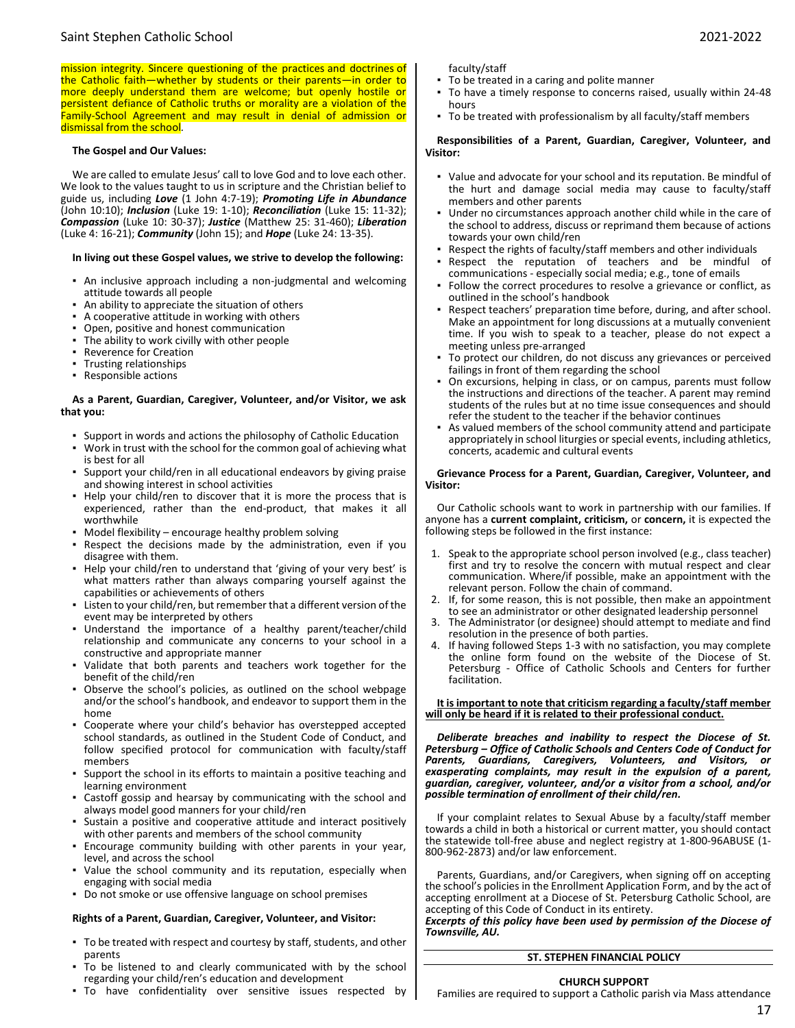mission integrity. Sincere questioning of the practices and doctrines of the Catholic faith—whether by students or their parents—in order to more deeply understand them are welcome; but openly hostile or persistent defiance of Catholic truths or morality are a violation of the Family-School Agreement and may result in denial of admission or dismissal from the school.

**The Gospel and Our Values:**

We are called to emulate Jesus' call to love God and to love each other. We look to the values taught to us in scripture and the Christian belief to guide us, including ***Love*** (1 John 4:7-19); ***Promoting Life in Abundance*** (John 10:10); ***Inclusion*** (Luke 19: 1-10); ***Reconciliation*** (Luke 15: 11-32); ***Compassion*** (Luke 10: 30-37); ***Justice*** (Matthew 25: 31-460); ***Liberation*** (Luke 4: 16-21); ***Community*** (John 15); and ***Hope*** (Luke 24: 13-35).

**In living out these Gospel values, we strive to develop the following:**

- An inclusive approach including a non-judgmental and welcoming attitude towards all people
- An ability to appreciate the situation of others
- A cooperative attitude in working with others
- Open, positive and honest communication
- The ability to work civilly with other people
- Reverence for Creation
- Trusting relationships
- Responsible actions

**As a Parent, Guardian, Caregiver, Volunteer, and/or Visitor, we ask that you:**

- Support in words and actions the philosophy of Catholic Education
- Work in trust with the school for the common goal of achieving what is best for all
- Support your child/ren in all educational endeavors by giving praise and showing interest in school activities
- Help your child/ren to discover that it is more the process that is experienced, rather than the end-product, that makes it all worthwhile
- Model flexibility – encourage healthy problem solving
- Respect the decisions made by the administration, even if you disagree with them.
- Help your child/ren to understand that 'giving of your very best' is what matters rather than always comparing yourself against the capabilities or achievements of others
- Listen to your child/ren, but remember that a different version of the event may be interpreted by others
- Understand the importance of a healthy parent/teacher/child relationship and communicate any concerns to your school in a constructive and appropriate manner
- Validate that both parents and teachers work together for the benefit of the child/ren
- Observe the school's policies, as outlined on the school webpage and/or the school's handbook, and endeavor to support them in the home
- Cooperate where your child's behavior has overstepped accepted school standards, as outlined in the Student Code of Conduct, and follow specified protocol for communication with faculty/staff members
- Support the school in its efforts to maintain a positive teaching and learning environment
- Castoff gossip and hearsay by communicating with the school and always model good manners for your child/ren
- Sustain a positive and cooperative attitude and interact positively with other parents and members of the school community
- Encourage community building with other parents in your year, level, and across the school
- Value the school community and its reputation, especially when engaging with social media
- Do not smoke or use offensive language on school premises

**Rights of a Parent, Guardian, Caregiver, Volunteer, and Visitor:**

- To be treated with respect and courtesy by staff, students, and other parents
- To be listened to and clearly communicated with by the school regarding your child/ren's education and development
- To have confidentiality over sensitive issues respected by faculty/staff
- To be treated in a caring and polite manner
- To have a timely response to concerns raised, usually within 24-48 hours
- To be treated with professionalism by all faculty/staff members

**Responsibilities of a Parent, Guardian, Caregiver, Volunteer, and Visitor:**

- Value and advocate for your school and its reputation. Be mindful of the hurt and damage social media may cause to faculty/staff members and other parents
- Under no circumstances approach another child while in the care of the school to address, discuss or reprimand them because of actions towards your own child/ren
- Respect the rights of faculty/staff members and other individuals
- Respect the reputation of teachers and be mindful of communications - especially social media; e.g., tone of emails
- Follow the correct procedures to resolve a grievance or conflict, as outlined in the school's handbook
- Respect teachers' preparation time before, during, and after school. Make an appointment for long discussions at a mutually convenient time. If you wish to speak to a teacher, please do not expect a meeting unless pre-arranged
- To protect our children, do not discuss any grievances or perceived failings in front of them regarding the school
- On excursions, helping in class, or on campus, parents must follow the instructions and directions of the teacher. A parent may remind students of the rules but at no time issue consequences and should refer the student to the teacher if the behavior continues
- As valued members of the school community attend and participate appropriately in school liturgies or special events, including athletics, concerts, academic and cultural events

**Grievance Process for a Parent, Guardian, Caregiver, Volunteer, and Visitor:**

Our Catholic schools want to work in partnership with our families. If anyone has a **current complaint, criticism,** or **concern,** it is expected the following steps be followed in the first instance:

1. Speak to the appropriate school person involved (e.g., class teacher) first and try to resolve the concern with mutual respect and clear communication. Where/if possible, make an appointment with the relevant person. Follow the chain of command.
2. If, for some reason, this is not possible, then make an appointment to see an administrator or other designated leadership personnel
3. The Administrator (or designee) should attempt to mediate and find resolution in the presence of both parties.
4. If having followed Steps 1-3 with no satisfaction, you may complete the online form found on the website of the Diocese of St. Petersburg - Office of Catholic Schools and Centers for further facilitation.

**<u>It is important to note that criticism regarding a faculty/staff member will only be heard if it is related to their professional conduct.</u>**

***Deliberate breaches and inability to respect the Diocese of St. Petersburg – Office of Catholic Schools and Centers Code of Conduct for Parents, Guardians, Caregivers, Volunteers, and Visitors, or exasperating complaints, may result in the expulsion of a parent, guardian, caregiver, volunteer, and/or a visitor from a school, and/or possible termination of enrollment of their child/ren.***

If your complaint relates to Sexual Abuse by a faculty/staff member towards a child in both a historical or current matter, you should contact the statewide toll-free abuse and neglect registry at 1-800-96ABUSE (1-800-962-2873) and/or law enforcement.

Parents, Guardians, and/or Caregivers, when signing off on accepting the school's policies in the Enrollment Application Form, and by the act of accepting enrollment at a Diocese of St. Petersburg Catholic School, are accepting of this Code of Conduct in its entirety.
***Excerpts of this policy have been used by permission of the Diocese of Townsville, AU.***

## ST. STEPHEN FINANCIAL POLICY

### CHURCH SUPPORT

Families are required to support a Catholic parish via Mass attendance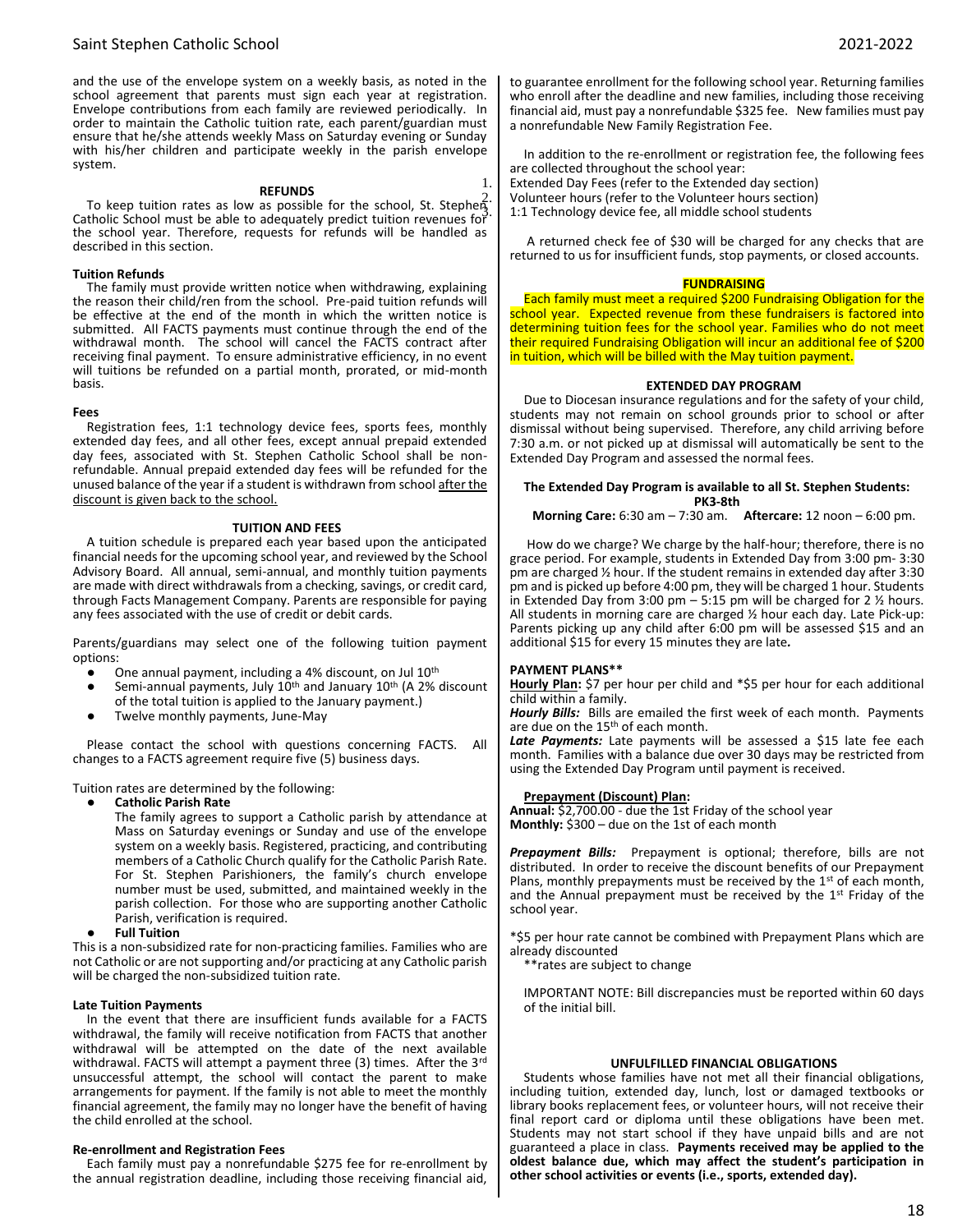and the use of the envelope system on a weekly basis, as noted in the school agreement that parents must sign each year at registration. Envelope contributions from each family are reviewed periodically. In order to maintain the Catholic tuition rate, each parent/guardian must ensure that he/she attends weekly Mass on Saturday evening or Sunday with his/her children and participate weekly in the parish envelope system.

### REFUNDS

To keep tuition rates as low as possible for the school, St. Stephen Catholic School must be able to adequately predict tuition revenues for the school year. Therefore, requests for refunds will be handled as described in this section.

**Tuition Refunds**

The family must provide written notice when withdrawing, explaining the reason their child/ren from the school. Pre-paid tuition refunds will be effective at the end of the month in which the written notice is submitted. All FACTS payments must continue through the end of the withdrawal month. The school will cancel the FACTS contract after receiving final payment. To ensure administrative efficiency, in no event will tuitions be refunded on a partial month, prorated, or mid-month basis.

**Fees**

Registration fees, 1:1 technology device fees, sports fees, monthly extended day fees, and all other fees, except annual prepaid extended day fees, associated with St. Stephen Catholic School shall be non-refundable. Annual prepaid extended day fees will be refunded for the unused balance of the year if a student is withdrawn from school after the discount is given back to the school.

### TUITION AND FEES

A tuition schedule is prepared each year based upon the anticipated financial needs for the upcoming school year, and reviewed by the School Advisory Board. All annual, semi-annual, and monthly tuition payments are made with direct withdrawals from a checking, savings, or credit card, through Facts Management Company. Parents are responsible for paying any fees associated with the use of credit or debit cards.

Parents/guardians may select one of the following tuition payment options:

- One annual payment, including a 4% discount, on Jul 10th
- Semi-annual payments, July 10th and January 10th (A 2% discount of the total tuition is applied to the January payment.)
- Twelve monthly payments, June-May

Please contact the school with questions concerning FACTS. All changes to a FACTS agreement require five (5) business days.

Tuition rates are determined by the following:

- **Catholic Parish Rate**
  The family agrees to support a Catholic parish by attendance at Mass on Saturday evenings or Sunday and use of the envelope system on a weekly basis. Registered, practicing, and contributing members of a Catholic Church qualify for the Catholic Parish Rate. For St. Stephen Parishioners, the family's church envelope number must be used, submitted, and maintained weekly in the parish collection. For those who are supporting another Catholic Parish, verification is required.
- **Full Tuition**

This is a non-subsidized rate for non-practicing families. Families who are not Catholic or are not supporting and/or practicing at any Catholic parish will be charged the non-subsidized tuition rate.

**Late Tuition Payments**

In the event that there are insufficient funds available for a FACTS withdrawal, the family will receive notification from FACTS that another withdrawal will be attempted on the date of the next available withdrawal. FACTS will attempt a payment three (3) times. After the 3rd unsuccessful attempt, the school will contact the parent to make arrangements for payment. If the family is not able to meet the monthly financial agreement, the family may no longer have the benefit of having the child enrolled at the school.

**Re-enrollment and Registration Fees**

Each family must pay a nonrefundable $275 fee for re-enrollment by the annual registration deadline, including those receiving financial aid, to guarantee enrollment for the following school year. Returning families who enroll after the deadline and new families, including those receiving financial aid, must pay a nonrefundable $325 fee. New families must pay a nonrefundable New Family Registration Fee.

In addition to the re-enrollment or registration fee, the following fees are collected throughout the school year:

1. Extended Day Fees (refer to the Extended day section)
2. Volunteer hours (refer to the Volunteer hours section)
3. 1:1 Technology device fee, all middle school students

A returned check fee of $30 will be charged for any checks that are returned to us for insufficient funds, stop payments, or closed accounts.

### FUNDRAISING

Each family must meet a required $200 Fundraising Obligation for the school year. Expected revenue from these fundraisers is factored into determining tuition fees for the school year. Families who do not meet their required Fundraising Obligation will incur an additional fee of $200 in tuition, which will be billed with the May tuition payment.

### EXTENDED DAY PROGRAM

Due to Diocesan insurance regulations and for the safety of your child, students may not remain on school grounds prior to school or after dismissal without being supervised. Therefore, any child arriving before 7:30 a.m. or not picked up at dismissal will automatically be sent to the Extended Day Program and assessed the normal fees.

**The Extended Day Program is available to all St. Stephen Students: PK3-8th**

**Morning Care:** 6:30 am – 7:30 am. **Aftercare:** 12 noon – 6:00 pm.

How do we charge? We charge by the half-hour; therefore, there is no grace period. For example, students in Extended Day from 3:00 pm- 3:30 pm are charged ½ hour. If the student remains in extended day after 3:30 pm and is picked up before 4:00 pm, they will be charged 1 hour. Students in Extended Day from 3:00 pm – 5:15 pm will be charged for 2 ½ hours. All students in morning care are charged ½ hour each day. Late Pick-up: Parents picking up any child after 6:00 pm will be assessed $15 and an additional $15 for every 15 minutes they are late**.**

**PAYMENT PLANS****

**Hourly Plan:** $7 per hour per child and *$5 per hour for each additional child within a family.

***Hourly Bills:*** Bills are emailed the first week of each month. Payments are due on the 15th of each month.

***Late Payments:*** Late payments will be assessed a $15 late fee each month. Families with a balance due over 30 days may be restricted from using the Extended Day Program until payment is received.

**Prepayment (Discount) Plan:**

**Annual:** $2,700.00 - due the 1st Friday of the school year

**Monthly:** $300 – due on the 1st of each month

***Prepayment Bills:*** Prepayment is optional; therefore, bills are not distributed. In order to receive the discount benefits of our Prepayment Plans, monthly prepayments must be received by the 1st of each month, and the Annual prepayment must be received by the 1st Friday of the school year.

*$5 per hour rate cannot be combined with Prepayment Plans which are already discounted

**rates are subject to change

IMPORTANT NOTE: Bill discrepancies must be reported within 60 days of the initial bill.

### UNFULFILLED FINANCIAL OBLIGATIONS

Students whose families have not met all their financial obligations, including tuition, extended day, lunch, lost or damaged textbooks or library books replacement fees, or volunteer hours, will not receive their final report card or diploma until these obligations have been met. Students may not start school if they have unpaid bills and are not guaranteed a place in class. **Payments received may be applied to the oldest balance due, which may affect the student's participation in other school activities or events (i.e., sports, extended day).**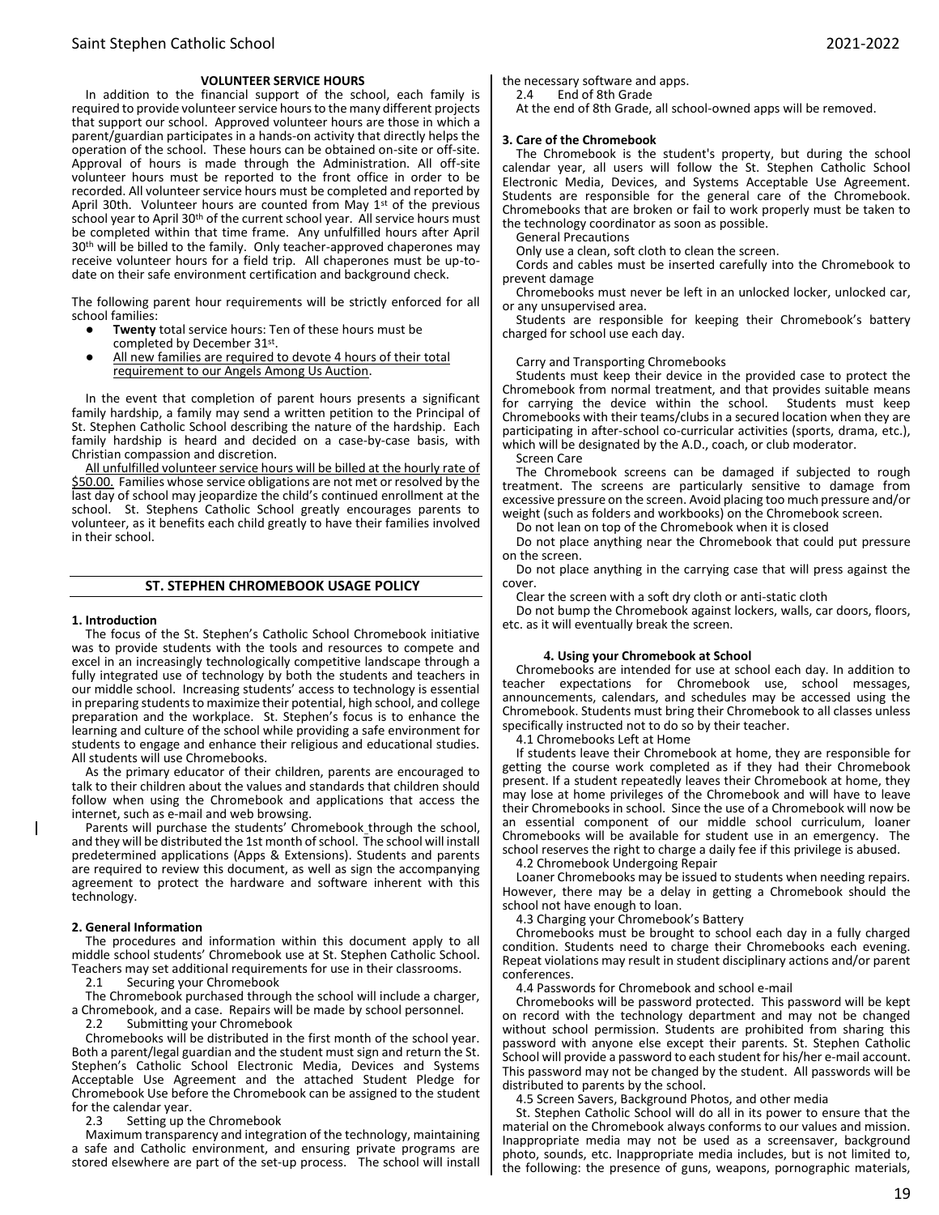### VOLUNTEER SERVICE HOURS

In addition to the financial support of the school, each family is required to provide volunteer service hours to the many different projects that support our school. Approved volunteer hours are those in which a parent/guardian participates in a hands-on activity that directly helps the operation of the school. These hours can be obtained on-site or off-site. Approval of hours is made through the Administration. All off-site volunteer hours must be reported to the front office in order to be recorded. All volunteer service hours must be completed and reported by April 30th. Volunteer hours are counted from May 1st of the previous school year to April 30th of the current school year. All service hours must be completed within that time frame. Any unfulfilled hours after April 30th will be billed to the family. Only teacher-approved chaperones may receive volunteer hours for a field trip. All chaperones must be up-to-date on their safe environment certification and background check.

The following parent hour requirements will be strictly enforced for all school families:

- **Twenty** total service hours: Ten of these hours must be completed by December 31st.
- All new families are required to devote 4 hours of their total requirement to our Angels Among Us Auction.

In the event that completion of parent hours presents a significant family hardship, a family may send a written petition to the Principal of St. Stephen Catholic School describing the nature of the hardship. Each family hardship is heard and decided on a case-by-case basis, with Christian compassion and discretion.

All unfulfilled volunteer service hours will be billed at the hourly rate of $50.00. Families whose service obligations are not met or resolved by the last day of school may jeopardize the child's continued enrollment at the school. St. Stephens Catholic School greatly encourages parents to volunteer, as it benefits each child greatly to have their families involved in their school.

## ST. STEPHEN CHROMEBOOK USAGE POLICY

**1. Introduction**

The focus of the St. Stephen's Catholic School Chromebook initiative was to provide students with the tools and resources to compete and excel in an increasingly technologically competitive landscape through a fully integrated use of technology by both the students and teachers in our middle school. Increasing students' access to technology is essential in preparing students to maximize their potential, high school, and college preparation and the workplace. St. Stephen's focus is to enhance the learning and culture of the school while providing a safe environment for students to engage and enhance their religious and educational studies. All students will use Chromebooks.

As the primary educator of their children, parents are encouraged to talk to their children about the values and standards that children should follow when using the Chromebook and applications that access the internet, such as e-mail and web browsing.

Parents will purchase the students' Chromebook through the school, and they will be distributed the 1st month of school. The school will install predetermined applications (Apps & Extensions). Students and parents are required to review this document, as well as sign the accompanying agreement to protect the hardware and software inherent with this technology.

**2. General Information**

The procedures and information within this document apply to all middle school students' Chromebook use at St. Stephen Catholic School. Teachers may set additional requirements for use in their classrooms.

2.1 Securing your Chromebook

The Chromebook purchased through the school will include a charger, a Chromebook, and a case. Repairs will be made by school personnel.

2.2 Submitting your Chromebook

Chromebooks will be distributed in the first month of the school year. Both a parent/legal guardian and the student must sign and return the St. Stephen's Catholic School Electronic Media, Devices and Systems Acceptable Use Agreement and the attached Student Pledge for Chromebook Use before the Chromebook can be assigned to the student for the calendar year.

2.3 Setting up the Chromebook

Maximum transparency and integration of the technology, maintaining a safe and Catholic environment, and ensuring private programs are stored elsewhere are part of the set-up process. The school will install the necessary software and apps.

2.4 End of 8th Grade

At the end of 8th Grade, all school-owned apps will be removed.

**3. Care of the Chromebook**

The Chromebook is the student's property, but during the school calendar year, all users will follow the St. Stephen Catholic School Electronic Media, Devices, and Systems Acceptable Use Agreement. Students are responsible for the general care of the Chromebook. Chromebooks that are broken or fail to work properly must be taken to the technology coordinator as soon as possible.

General Precautions

Only use a clean, soft cloth to clean the screen.

Cords and cables must be inserted carefully into the Chromebook to prevent damage

Chromebooks must never be left in an unlocked locker, unlocked car, or any unsupervised area.

Students are responsible for keeping their Chromebook's battery charged for school use each day.

Carry and Transporting Chromebooks

Students must keep their device in the provided case to protect the Chromebook from normal treatment, and that provides suitable means for carrying the device within the school. Students must keep Chromebooks with their teams/clubs in a secured location when they are participating in after-school co-curricular activities (sports, drama, etc.), which will be designated by the A.D., coach, or club moderator.

Screen Care

The Chromebook screens can be damaged if subjected to rough treatment. The screens are particularly sensitive to damage from excessive pressure on the screen. Avoid placing too much pressure and/or weight (such as folders and workbooks) on the Chromebook screen.

Do not lean on top of the Chromebook when it is closed

Do not place anything near the Chromebook that could put pressure on the screen.

Do not place anything in the carrying case that will press against the cover.

Clear the screen with a soft dry cloth or anti-static cloth

Do not bump the Chromebook against lockers, walls, car doors, floors, etc. as it will eventually break the screen.

**4. Using your Chromebook at School**

Chromebooks are intended for use at school each day. In addition to teacher expectations for Chromebook use, school messages, announcements, calendars, and schedules may be accessed using the Chromebook. Students must bring their Chromebook to all classes unless specifically instructed not to do so by their teacher.

4.1 Chromebooks Left at Home

If students leave their Chromebook at home, they are responsible for getting the course work completed as if they had their Chromebook present. If a student repeatedly leaves their Chromebook at home, they may lose at home privileges of the Chromebook and will have to leave their Chromebooks in school. Since the use of a Chromebook will now be an essential component of our middle school curriculum, loaner Chromebooks will be available for student use in an emergency. The school reserves the right to charge a daily fee if this privilege is abused.

4.2 Chromebook Undergoing Repair

Loaner Chromebooks may be issued to students when needing repairs. However, there may be a delay in getting a Chromebook should the school not have enough to loan.

4.3 Charging your Chromebook's Battery

Chromebooks must be brought to school each day in a fully charged condition. Students need to charge their Chromebooks each evening. Repeat violations may result in student disciplinary actions and/or parent conferences.

4.4 Passwords for Chromebook and school e-mail

Chromebooks will be password protected. This password will be kept on record with the technology department and may not be changed without school permission. Students are prohibited from sharing this password with anyone else except their parents. St. Stephen Catholic School will provide a password to each student for his/her e-mail account. This password may not be changed by the student. All passwords will be distributed to parents by the school.

4.5 Screen Savers, Background Photos, and other media

St. Stephen Catholic School will do all in its power to ensure that the material on the Chromebook always conforms to our values and mission. Inappropriate media may not be used as a screensaver, background photo, sounds, etc. Inappropriate media includes, but is not limited to, the following: the presence of guns, weapons, pornographic materials,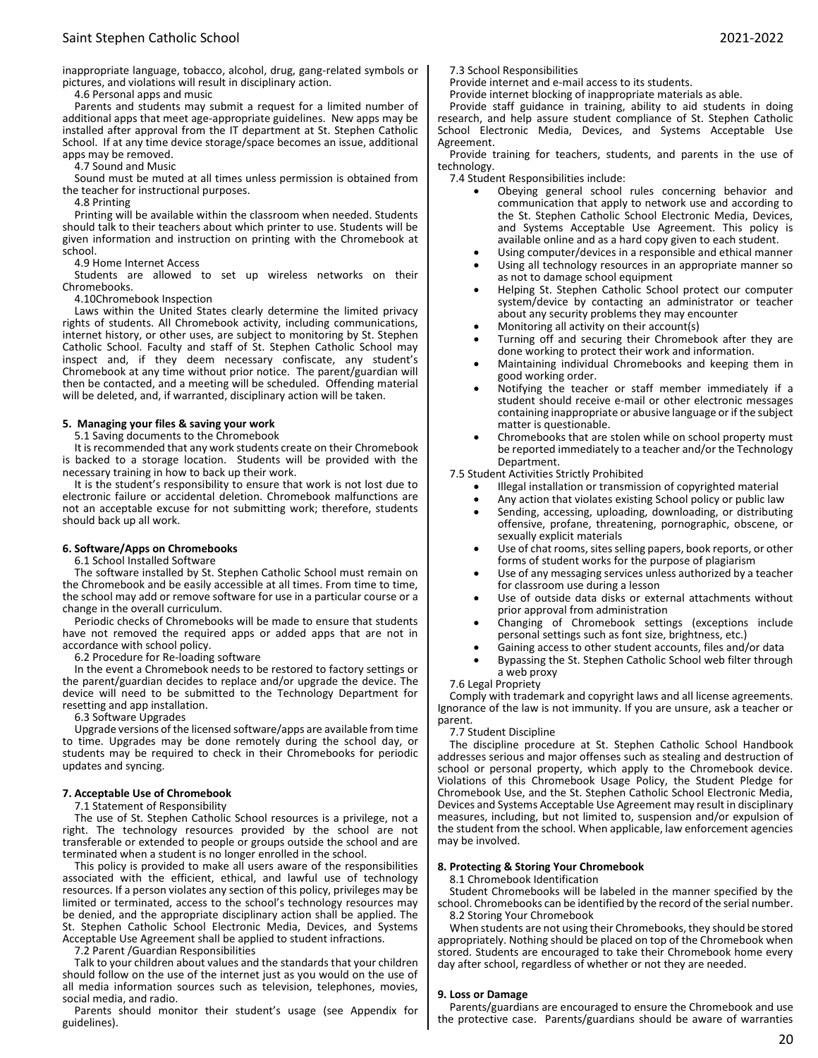inappropriate language, tobacco, alcohol, drug, gang-related symbols or pictures, and violations will result in disciplinary action.

4.6 Personal apps and music

Parents and students may submit a request for a limited number of additional apps that meet age-appropriate guidelines. New apps may be installed after approval from the IT department at St. Stephen Catholic School. If at any time device storage/space becomes an issue, additional apps may be removed.

4.7 Sound and Music

Sound must be muted at all times unless permission is obtained from the teacher for instructional purposes.

4.8 Printing

Printing will be available within the classroom when needed. Students should talk to their teachers about which printer to use. Students will be given information and instruction on printing with the Chromebook at school.

4.9 Home Internet Access

Students are allowed to set up wireless networks on their Chromebooks.

4.10Chromebook Inspection

Laws within the United States clearly determine the limited privacy rights of students. All Chromebook activity, including communications, internet history, or other uses, are subject to monitoring by St. Stephen Catholic School. Faculty and staff of St. Stephen Catholic School may inspect and, if they deem necessary confiscate, any student's Chromebook at any time without prior notice. The parent/guardian will then be contacted, and a meeting will be scheduled. Offending material will be deleted, and, if warranted, disciplinary action will be taken.

**5. Managing your files & saving your work**

5.1 Saving documents to the Chromebook

It is recommended that any work students create on their Chromebook is backed to a storage location. Students will be provided with the necessary training in how to back up their work.

It is the student's responsibility to ensure that work is not lost due to electronic failure or accidental deletion. Chromebook malfunctions are not an acceptable excuse for not submitting work; therefore, students should back up all work.

**6. Software/Apps on Chromebooks**

6.1 School Installed Software

The software installed by St. Stephen Catholic School must remain on the Chromebook and be easily accessible at all times. From time to time, the school may add or remove software for use in a particular course or a change in the overall curriculum.

Periodic checks of Chromebooks will be made to ensure that students have not removed the required apps or added apps that are not in accordance with school policy.

6.2 Procedure for Re-loading software

In the event a Chromebook needs to be restored to factory settings or the parent/guardian decides to replace and/or upgrade the device. The device will need to be submitted to the Technology Department for resetting and app installation.

6.3 Software Upgrades

Upgrade versions of the licensed software/apps are available from time to time. Upgrades may be done remotely during the school day, or students may be required to check in their Chromebooks for periodic updates and syncing.

**7. Acceptable Use of Chromebook**

7.1 Statement of Responsibility

The use of St. Stephen Catholic School resources is a privilege, not a right. The technology resources provided by the school are not transferable or extended to people or groups outside the school and are terminated when a student is no longer enrolled in the school.

This policy is provided to make all users aware of the responsibilities associated with the efficient, ethical, and lawful use of technology resources. If a person violates any section of this policy, privileges may be limited or terminated, access to the school's technology resources may be denied, and the appropriate disciplinary action shall be applied. The St. Stephen Catholic School Electronic Media, Devices, and Systems Acceptable Use Agreement shall be applied to student infractions.

7.2 Parent /Guardian Responsibilities

Talk to your children about values and the standards that your children should follow on the use of the internet just as you would on the use of all media information sources such as television, telephones, movies, social media, and radio.

Parents should monitor their student's usage (see Appendix for guidelines).

7.3 School Responsibilities

Provide internet and e-mail access to its students.

Provide internet blocking of inappropriate materials as able.

Provide staff guidance in training, ability to aid students in doing research, and help assure student compliance of St. Stephen Catholic School Electronic Media, Devices, and Systems Acceptable Use Agreement.

Provide training for teachers, students, and parents in the use of technology.

7.4 Student Responsibilities include:

- Obeying general school rules concerning behavior and communication that apply to network use and according to the St. Stephen Catholic School Electronic Media, Devices, and Systems Acceptable Use Agreement. This policy is available online and as a hard copy given to each student.
- Using computer/devices in a responsible and ethical manner
- Using all technology resources in an appropriate manner so as not to damage school equipment
- Helping St. Stephen Catholic School protect our computer system/device by contacting an administrator or teacher about any security problems they may encounter
- Monitoring all activity on their account(s)
- Turning off and securing their Chromebook after they are done working to protect their work and information.
- Maintaining individual Chromebooks and keeping them in good working order.
- Notifying the teacher or staff member immediately if a student should receive e-mail or other electronic messages containing inappropriate or abusive language or if the subject matter is questionable.
- Chromebooks that are stolen while on school property must be reported immediately to a teacher and/or the Technology Department.

7.5 Student Activities Strictly Prohibited

- Illegal installation or transmission of copyrighted material
- Any action that violates existing School policy or public law
- Sending, accessing, uploading, downloading, or distributing offensive, profane, threatening, pornographic, obscene, or sexually explicit materials
- Use of chat rooms, sites selling papers, book reports, or other forms of student works for the purpose of plagiarism
- Use of any messaging services unless authorized by a teacher for classroom use during a lesson
- Use of outside data disks or external attachments without prior approval from administration
- Changing of Chromebook settings (exceptions include personal settings such as font size, brightness, etc.)
- Gaining access to other student accounts, files and/or data
- Bypassing the St. Stephen Catholic School web filter through a web proxy

7.6 Legal Propriety

Comply with trademark and copyright laws and all license agreements. Ignorance of the law is not immunity. If you are unsure, ask a teacher or parent.

7.7 Student Discipline

The discipline procedure at St. Stephen Catholic School Handbook addresses serious and major offenses such as stealing and destruction of school or personal property, which apply to the Chromebook device. Violations of this Chromebook Usage Policy, the Student Pledge for Chromebook Use, and the St. Stephen Catholic School Electronic Media, Devices and Systems Acceptable Use Agreement may result in disciplinary measures, including, but not limited to, suspension and/or expulsion of the student from the school. When applicable, law enforcement agencies may be involved.

**8. Protecting & Storing Your Chromebook**

8.1 Chromebook Identification

Student Chromebooks will be labeled in the manner specified by the school. Chromebooks can be identified by the record of the serial number.

8.2 Storing Your Chromebook

When students are not using their Chromebooks, they should be stored appropriately. Nothing should be placed on top of the Chromebook when stored. Students are encouraged to take their Chromebook home every day after school, regardless of whether or not they are needed.

**9. Loss or Damage**

Parents/guardians are encouraged to ensure the Chromebook and use the protective case. Parents/guardians should be aware of warranties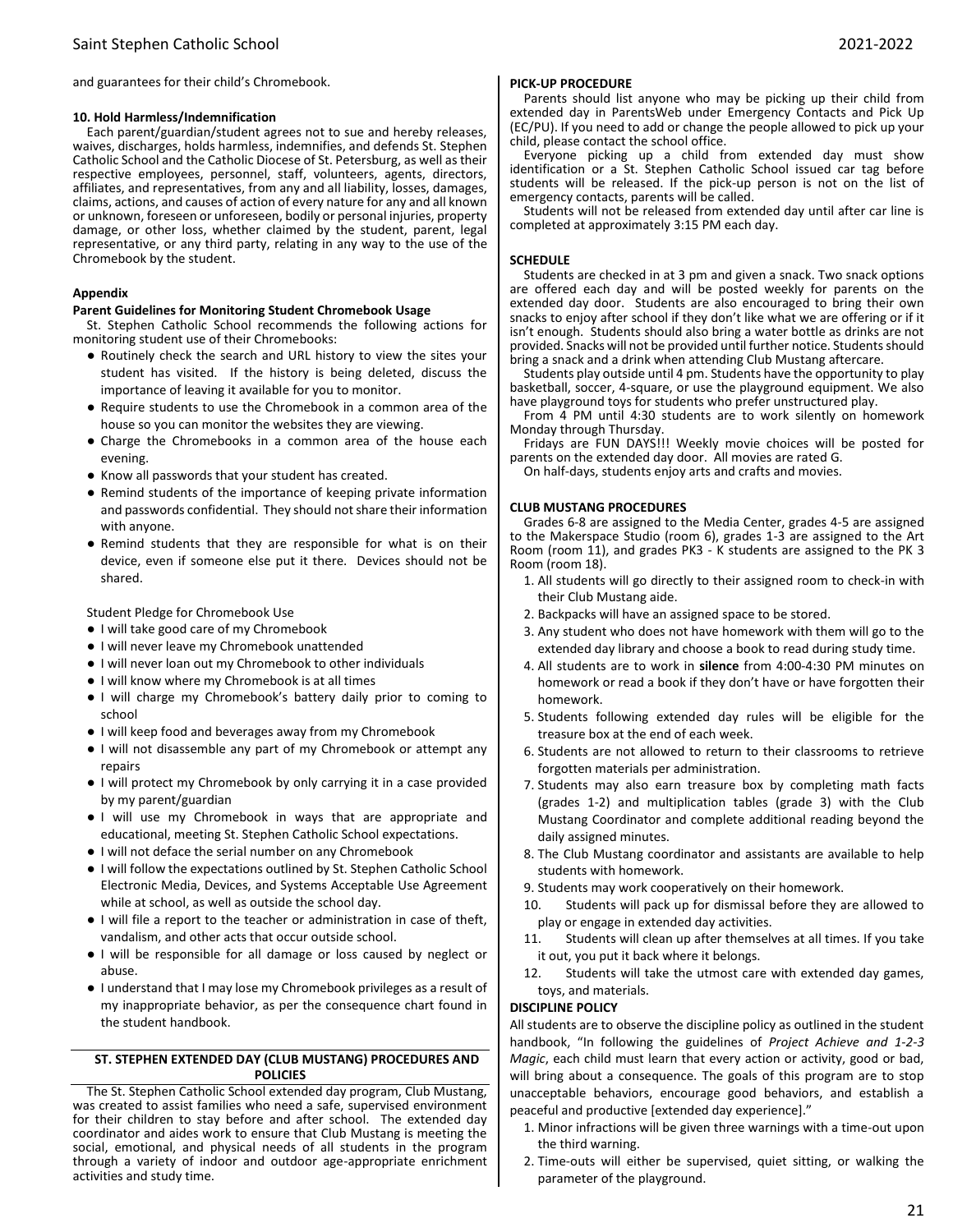and guarantees for their child's Chromebook.

**10. Hold Harmless/Indemnification**

Each parent/guardian/student agrees not to sue and hereby releases, waives, discharges, holds harmless, indemnifies, and defends St. Stephen Catholic School and the Catholic Diocese of St. Petersburg, as well as their respective employees, personnel, staff, volunteers, agents, directors, affiliates, and representatives, from any and all liability, losses, damages, claims, actions, and causes of action of every nature for any and all known or unknown, foreseen or unforeseen, bodily or personal injuries, property damage, or other loss, whether claimed by the student, parent, legal representative, or any third party, relating in any way to the use of the Chromebook by the student.

**Appendix**

**Parent Guidelines for Monitoring Student Chromebook Usage**

St. Stephen Catholic School recommends the following actions for monitoring student use of their Chromebooks:

- Routinely check the search and URL history to view the sites your student has visited. If the history is being deleted, discuss the importance of leaving it available for you to monitor.
- Require students to use the Chromebook in a common area of the house so you can monitor the websites they are viewing.
- Charge the Chromebooks in a common area of the house each evening.
- Know all passwords that your student has created.
- Remind students of the importance of keeping private information and passwords confidential. They should not share their information with anyone.
- Remind students that they are responsible for what is on their device, even if someone else put it there. Devices should not be shared.

Student Pledge for Chromebook Use

- I will take good care of my Chromebook
- I will never leave my Chromebook unattended
- I will never loan out my Chromebook to other individuals
- I will know where my Chromebook is at all times
- I will charge my Chromebook's battery daily prior to coming to school
- I will keep food and beverages away from my Chromebook
- I will not disassemble any part of my Chromebook or attempt any repairs
- I will protect my Chromebook by only carrying it in a case provided by my parent/guardian
- I will use my Chromebook in ways that are appropriate and educational, meeting St. Stephen Catholic School expectations.
- I will not deface the serial number on any Chromebook
- I will follow the expectations outlined by St. Stephen Catholic School Electronic Media, Devices, and Systems Acceptable Use Agreement while at school, as well as outside the school day.
- I will file a report to the teacher or administration in case of theft, vandalism, and other acts that occur outside school.
- I will be responsible for all damage or loss caused by neglect or abuse.
- I understand that I may lose my Chromebook privileges as a result of my inappropriate behavior, as per the consequence chart found in the student handbook.

## ST. STEPHEN EXTENDED DAY (CLUB MUSTANG) PROCEDURES AND POLICIES

The St. Stephen Catholic School extended day program, Club Mustang, was created to assist families who need a safe, supervised environment for their children to stay before and after school. The extended day coordinator and aides work to ensure that Club Mustang is meeting the social, emotional, and physical needs of all students in the program through a variety of indoor and outdoor age-appropriate enrichment activities and study time.

**PICK-UP PROCEDURE**

Parents should list anyone who may be picking up their child from extended day in ParentsWeb under Emergency Contacts and Pick Up (EC/PU). If you need to add or change the people allowed to pick up your child, please contact the school office.

Everyone picking up a child from extended day must show identification or a St. Stephen Catholic School issued car tag before students will be released. If the pick-up person is not on the list of emergency contacts, parents will be called.

Students will not be released from extended day until after car line is completed at approximately 3:15 PM each day.

**SCHEDULE**

Students are checked in at 3 pm and given a snack. Two snack options are offered each day and will be posted weekly for parents on the extended day door. Students are also encouraged to bring their own snacks to enjoy after school if they don't like what we are offering or if it isn't enough. Students should also bring a water bottle as drinks are not provided. Snacks will not be provided until further notice. Students should bring a snack and a drink when attending Club Mustang aftercare.

Students play outside until 4 pm. Students have the opportunity to play basketball, soccer, 4-square, or use the playground equipment. We also have playground toys for students who prefer unstructured play.

From 4 PM until 4:30 students are to work silently on homework Monday through Thursday.

Fridays are FUN DAYS!!! Weekly movie choices will be posted for parents on the extended day door. All movies are rated G.

On half-days, students enjoy arts and crafts and movies.

**CLUB MUSTANG PROCEDURES**

Grades 6-8 are assigned to the Media Center, grades 4-5 are assigned to the Makerspace Studio (room 6), grades 1-3 are assigned to the Art Room (room 11), and grades PK3 - K students are assigned to the PK 3 Room (room 18).

1. All students will go directly to their assigned room to check-in with their Club Mustang aide.
2. Backpacks will have an assigned space to be stored.
3. Any student who does not have homework with them will go to the extended day library and choose a book to read during study time.
4. All students are to work in **silence** from 4:00-4:30 PM minutes on homework or read a book if they don't have or have forgotten their homework.
5. Students following extended day rules will be eligible for the treasure box at the end of each week.
6. Students are not allowed to return to their classrooms to retrieve forgotten materials per administration.
7. Students may also earn treasure box by completing math facts (grades 1-2) and multiplication tables (grade 3) with the Club Mustang Coordinator and complete additional reading beyond the daily assigned minutes.
8. The Club Mustang coordinator and assistants are available to help students with homework.
9. Students may work cooperatively on their homework.
10. Students will pack up for dismissal before they are allowed to play or engage in extended day activities.
11. Students will clean up after themselves at all times. If you take it out, you put it back where it belongs.
12. Students will take the utmost care with extended day games, toys, and materials.

**DISCIPLINE POLICY**

All students are to observe the discipline policy as outlined in the student handbook, "In following the guidelines of *Project Achieve and 1-2-3 Magic*, each child must learn that every action or activity, good or bad, will bring about a consequence. The goals of this program are to stop unacceptable behaviors, encourage good behaviors, and establish a peaceful and productive [extended day experience]."

1. Minor infractions will be given three warnings with a time-out upon the third warning.
2. Time-outs will either be supervised, quiet sitting, or walking the parameter of the playground.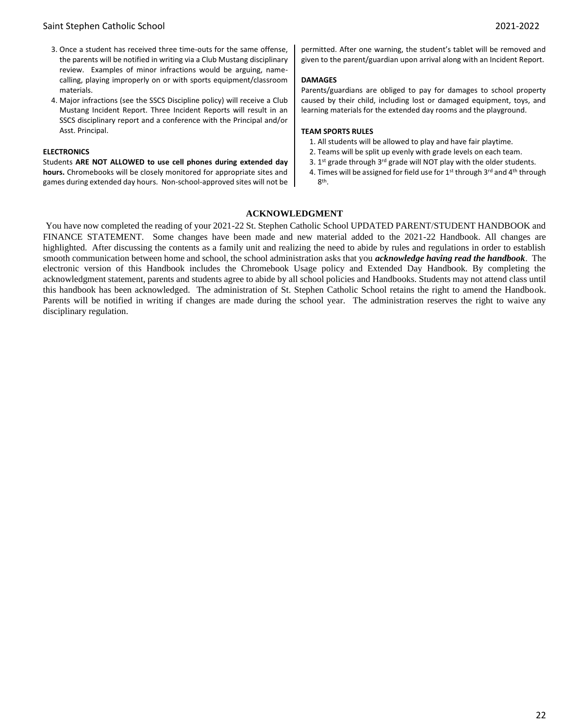3. Once a student has received three time-outs for the same offense, the parents will be notified in writing via a Club Mustang disciplinary review. Examples of minor infractions would be arguing, name-calling, playing improperly on or with sports equipment/classroom materials.
4. Major infractions (see the SSCS Discipline policy) will receive a Club Mustang Incident Report. Three Incident Reports will result in an SSCS disciplinary report and a conference with the Principal and/or Asst. Principal.

**ELECTRONICS**

Students **ARE NOT ALLOWED to use cell phones during extended day hours.** Chromebooks will be closely monitored for appropriate sites and games during extended day hours. Non-school-approved sites will not be permitted. After one warning, the student's tablet will be removed and given to the parent/guardian upon arrival along with an Incident Report.

**DAMAGES**

Parents/guardians are obliged to pay for damages to school property caused by their child, including lost or damaged equipment, toys, and learning materials for the extended day rooms and the playground.

**TEAM SPORTS RULES**

1. All students will be allowed to play and have fair playtime.
2. Teams will be split up evenly with grade levels on each team.
3. 1st grade through 3rd grade will NOT play with the older students.
4. Times will be assigned for field use for 1st through 3rd and 4th through 8th.

## ACKNOWLEDGMENT

You have now completed the reading of your 2021-22 St. Stephen Catholic School UPDATED PARENT/STUDENT HANDBOOK and FINANCE STATEMENT. Some changes have been made and new material added to the 2021-22 Handbook. All changes are highlighted. After discussing the contents as a family unit and realizing the need to abide by rules and regulations in order to establish smooth communication between home and school, the school administration asks that you ***acknowledge having read the handbook***. The electronic version of this Handbook includes the Chromebook Usage policy and Extended Day Handbook. By completing the acknowledgment statement, parents and students agree to abide by all school policies and Handbooks. Students may not attend class until this handbook has been acknowledged. The administration of St. Stephen Catholic School retains the right to amend the Handbook. Parents will be notified in writing if changes are made during the school year. The administration reserves the right to waive any disciplinary regulation.